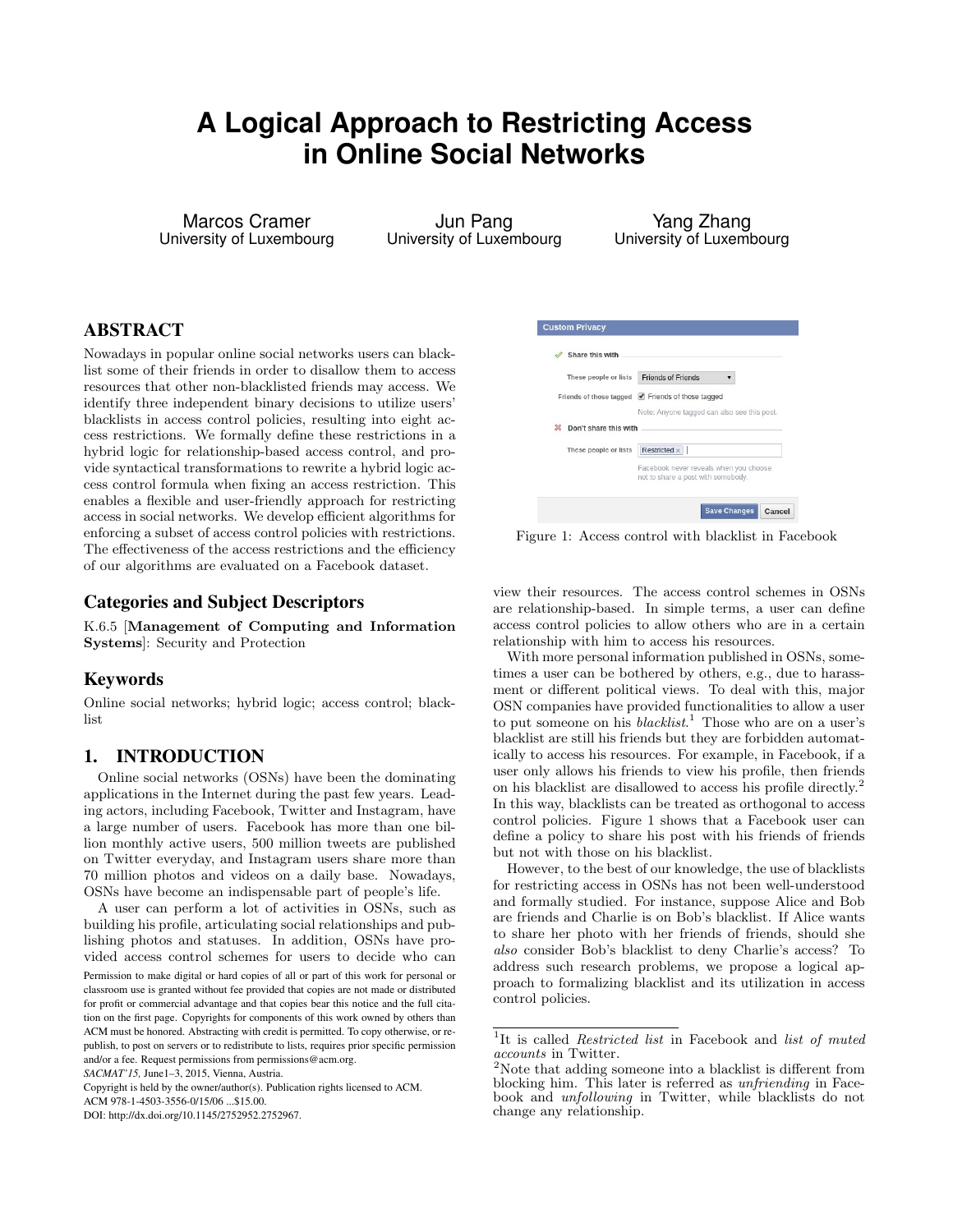# A Logical Approach to Restricting Access in Online Social Networks

Marcos Cramer
University of Luxembourg

Jun Pang
University of Luxembourg

Yang Zhang
University of Luxembourg

## ABSTRACT

Nowadays in popular online social networks users can blacklist some of their friends in order to disallow them to access resources that other non-blacklisted friends may access. We identify three independent binary decisions to utilize users' blacklists in access control policies, resulting into eight access restrictions. We formally define these restrictions in a hybrid logic for relationship-based access control, and provide syntactical transformations to rewrite a hybrid logic access control formula when fixing an access restriction. This enables a flexible and user-friendly approach for restricting access in social networks. We develop efficient algorithms for enforcing a subset of access control policies with restrictions. The effectiveness of the access restrictions and the efficiency of our algorithms are evaluated on a Facebook dataset.

## Categories and Subject Descriptors

K.6.5 [**Management of Computing and Information Systems**]: Security and Protection

## Keywords

Online social networks; hybrid logic; access control; blacklist

## 1. INTRODUCTION

Online social networks (OSNs) have been the dominating applications in the Internet during the past few years. Leading actors, including Facebook, Twitter and Instagram, have a large number of users. Facebook has more than one billion monthly active users, 500 million tweets are published on Twitter everyday, and Instagram users share more than 70 million photos and videos on a daily base. Nowadays, OSNs have become an indispensable part of people's life.

A user can perform a lot of activities in OSNs, such as building his profile, articulating social relationships and publishing photos and statuses. In addition, OSNs have provided access control schemes for users to decide who can view their resources. The access control schemes in OSNs are relationship-based. In simple terms, a user can define access control policies to allow others who are in a certain relationship with him to access his resources.

With more personal information published in OSNs, sometimes a user can be bothered by others, e.g., due to harassment or different political views. To deal with this, major OSN companies have provided functionalities to allow a user to put someone on his *blacklist*.[1] Those who are on a user's blacklist are still his friends but they are forbidden automatically to access his resources. For example, in Facebook, if a user only allows his friends to view his profile, then friends on his blacklist are disallowed to access his profile directly.[2] In this way, blacklists can be treated as orthogonal to access control policies. Figure 1 shows that a Facebook user can define a policy to share his post with his friends of friends but not with those on his blacklist.

Figure 1: Access control with blacklist in Facebook

However, to the best of our knowledge, the use of blacklists for restricting access in OSNs has not been well-understood and formally studied. For instance, suppose Alice and Bob are friends and Charlie is on Bob's blacklist. If Alice wants to share her photo with her friends of friends, should she *also* consider Bob's blacklist to deny Charlie's access? To address such research problems, we propose a logical approach to formalizing blacklist and its utilization in access control policies.

[1] It is called *Restricted list* in Facebook and *list of muted accounts* in Twitter.

[2] Note that adding someone into a blacklist is different from blocking him. This later is referred as *unfriending* in Facebook and *unfollowing* in Twitter, while blacklists do not change any relationship.

Permission to make digital or hard copies of all or part of this work for personal or classroom use is granted without fee provided that copies are not made or distributed for profit or commercial advantage and that copies bear this notice and the full citation on the first page. Copyrights for components of this work owned by others than ACM must be honored. Abstracting with credit is permitted. To copy otherwise, or republish, to post on servers or to redistribute to lists, requires prior specific permission and/or a fee. Request permissions from permissions@acm.org.
*SACMAT'15,* June1–3, 2015, Vienna, Austria.
Copyright is held by the owner/author(s). Publication rights licensed to ACM.
ACM 978-1-4503-3556-0/15/06 ...$15.00.
DOI: http://dx.doi.org/10.1145/2752952.2752967.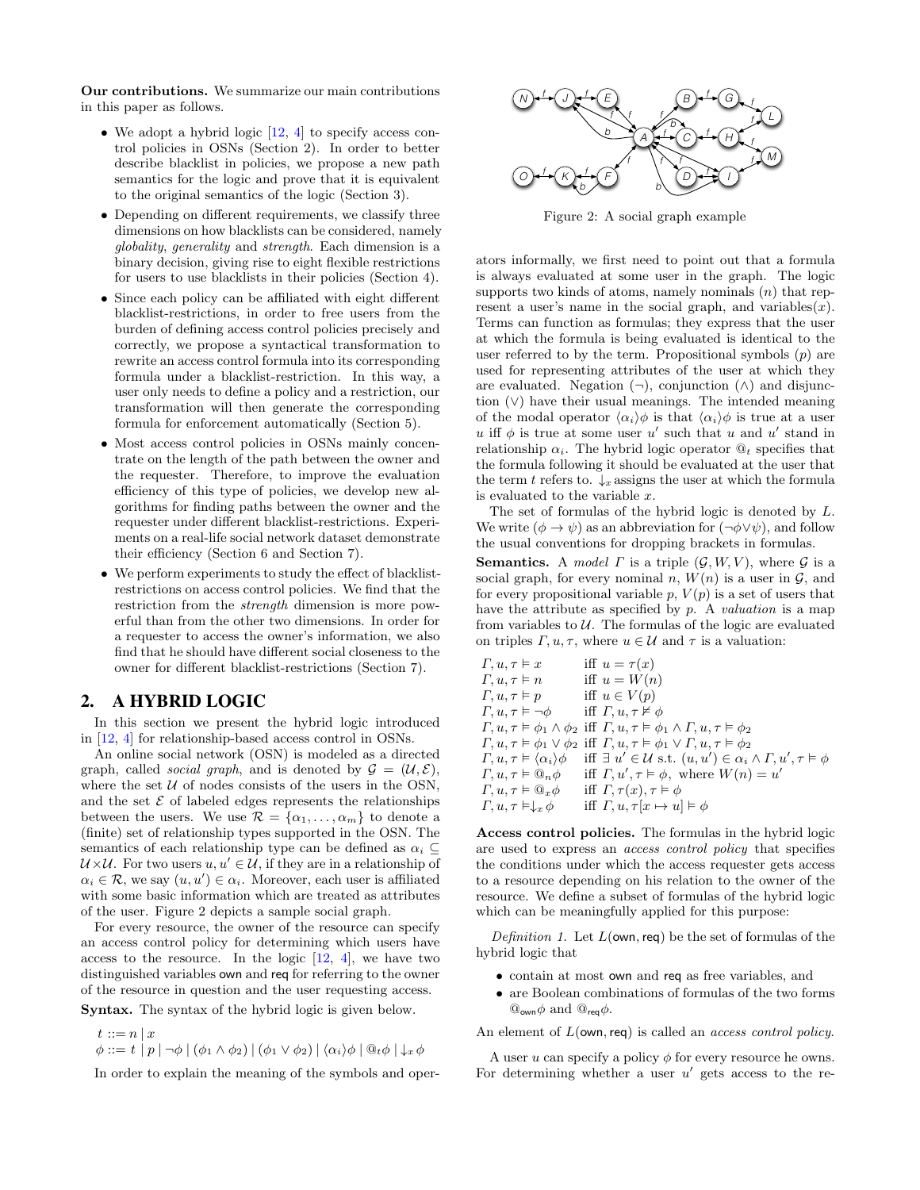**Our contributions.** We summarize our main contributions in this paper as follows.

- We adopt a hybrid logic [12, 4] to specify access control policies in OSNs (Section 2). In order to better describe blacklist in policies, we propose a new path semantics for the logic and prove that it is equivalent to the original semantics of the logic (Section 3).
- Depending on different requirements, we classify three dimensions on how blacklists can be considered, namely *globality*, *generality* and *strength*. Each dimension is a binary decision, giving rise to eight flexible restrictions for users to use blacklists in their policies (Section 4).
- Since each policy can be affiliated with eight different blacklist-restrictions, in order to free users from the burden of defining access control policies precisely and correctly, we propose a syntactical transformation to rewrite an access control formula into its corresponding formula under a blacklist-restriction. In this way, a user only needs to define a policy and a restriction, our transformation will then generate the corresponding formula for enforcement automatically (Section 5).
- Most access control policies in OSNs mainly concentrate on the length of the path between the owner and the requester. Therefore, to improve the evaluation efficiency of this type of policies, we develop new algorithms for finding paths between the owner and the requester under different blacklist-restrictions. Experiments on a real-life social network dataset demonstrate their efficiency (Section 6 and Section 7).
- We perform experiments to study the effect of blacklist-restrictions on access control policies. We find that the restriction from the *strength* dimension is more powerful than from the other two dimensions. In order for a requester to access the owner's information, we also find that he should have different social closeness to the owner for different blacklist-restrictions (Section 7).

## 2. A HYBRID LOGIC

In this section we present the hybrid logic introduced in [12, 4] for relationship-based access control in OSNs.

An online social network (OSN) is modeled as a directed graph, called *social graph*, and is denoted by $\mathcal{G} = (\mathcal{U}, \mathcal{E})$, where the set $\mathcal{U}$ of nodes consists of the users in the OSN, and the set $\mathcal{E}$ of labeled edges represents the relationships between the users. We use $\mathcal{R} = \{\alpha_1, \ldots, \alpha_m\}$ to denote a (finite) set of relationship types supported in the OSN. The semantics of each relationship type can be defined as $\alpha_i \subseteq \mathcal{U} \times \mathcal{U}$. For two users $u, u' \in \mathcal{U}$, if they are in a relationship of $\alpha_i \in \mathcal{R}$, we say $(u, u') \in \alpha_i$. Moreover, each user is affiliated with some basic information which are treated as attributes of the user. Figure 2 depicts a sample social graph.

Figure 2: A social graph example

For every resource, the owner of the resource can specify an access control policy for determining which users have access to the resource. In the logic [12, 4], we have two distinguished variables $\mathsf{own}$ and $\mathsf{req}$ for referring to the owner of the resource in question and the user requesting access.

**Syntax.** The syntax of the hybrid logic is given below.

$$t ::= n \mid x$$
$$\phi ::= t \mid p \mid \neg\phi \mid (\phi_1 \wedge \phi_2) \mid (\phi_1 \vee \phi_2) \mid \langle\alpha_i\rangle\phi \mid @_t\phi \mid \downarrow_x \phi$$

In order to explain the meaning of the symbols and operators informally, we first need to point out that a formula is always evaluated at some user in the graph. The logic supports two kinds of atoms, namely nominals ($n$) that represent a user's name in the social graph, and variables($x$). Terms can function as formulas; they express that the user at which the formula is being evaluated is identical to the user referred to by the term. Propositional symbols ($p$) are used for representing attributes of the user at which they are evaluated. Negation ($\neg$), conjunction ($\wedge$) and disjunction ($\vee$) have their usual meanings. The intended meaning of the modal operator $\langle\alpha_i\rangle\phi$ is that $\langle\alpha_i\rangle\phi$ is true at a user $u$ iff $\phi$ is true at some user $u'$ such that $u$ and $u'$ stand in relationship $\alpha_i$. The hybrid logic operator $@_t$ specifies that the formula following it should be evaluated at the user that the term $t$ refers to. $\downarrow_x$ assigns the user at which the formula is evaluated to the variable $x$.

The set of formulas of the hybrid logic is denoted by $L$. We write $(\phi \to \psi)$ as an abbreviation for $(\neg\phi \vee \psi)$, and follow the usual conventions for dropping brackets in formulas.

**Semantics.** A *model* $\Gamma$ is a triple $(\mathcal{G}, W, V)$, where $\mathcal{G}$ is a social graph, for every nominal $n$, $W(n)$ is a user in $\mathcal{G}$, and for every propositional variable $p$, $V(p)$ is a set of users that have the attribute as specified by $p$. A *valuation* is a map from variables to $\mathcal{U}$. The formulas of the logic are evaluated on triples $\Gamma, u, \tau$, where $u \in \mathcal{U}$ and $\tau$ is a valuation:

| | |
|---|---|
| $\Gamma, u, \tau \vDash x$ | iff $u = \tau(x)$ |
| $\Gamma, u, \tau \vDash n$ | iff $u = W(n)$ |
| $\Gamma, u, \tau \vDash p$ | iff $u \in V(p)$ |
| $\Gamma, u, \tau \vDash \neg\phi$ | iff $\Gamma, u, \tau \nvDash \phi$ |
| $\Gamma, u, \tau \vDash \phi_1 \wedge \phi_2$ | iff $\Gamma, u, \tau \vDash \phi_1 \wedge \Gamma, u, \tau \vDash \phi_2$ |
| $\Gamma, u, \tau \vDash \phi_1 \vee \phi_2$ | iff $\Gamma, u, \tau \vDash \phi_1 \vee \Gamma, u, \tau \vDash \phi_2$ |
| $\Gamma, u, \tau \vDash \langle\alpha_i\rangle\phi$ | iff $\exists\ u' \in \mathcal{U}$ s.t. $(u, u') \in \alpha_i \wedge \Gamma, u', \tau \vDash \phi$ |
| $\Gamma, u, \tau \vDash @_n\phi$ | iff $\Gamma, u', \tau \vDash \phi$, where $W(n) = u'$ |
| $\Gamma, u, \tau \vDash @_x\phi$ | iff $\Gamma, \tau(x), \tau \vDash \phi$ |
| $\Gamma, u, \tau \vDash \downarrow_x \phi$ | iff $\Gamma, u, \tau[x \mapsto u] \vDash \phi$ |

**Access control policies.** The formulas in the hybrid logic are used to express an *access control policy* that specifies the conditions under which the access requester gets access to a resource depending on his relation to the owner of the resource. We define a subset of formulas of the hybrid logic which can be meaningfully applied for this purpose:

*Definition 1.* Let $L(\mathsf{own}, \mathsf{req})$ be the set of formulas of the hybrid logic that

- contain at most $\mathsf{own}$ and $\mathsf{req}$ as free variables, and
- are Boolean combinations of formulas of the two forms $@_{\mathsf{own}}\phi$ and $@_{\mathsf{req}}\phi$.

An element of $L(\mathsf{own}, \mathsf{req})$ is called an *access control policy*.

A user $u$ can specify a policy $\phi$ for every resource he owns. For determining whether a user $u'$ gets access to the re-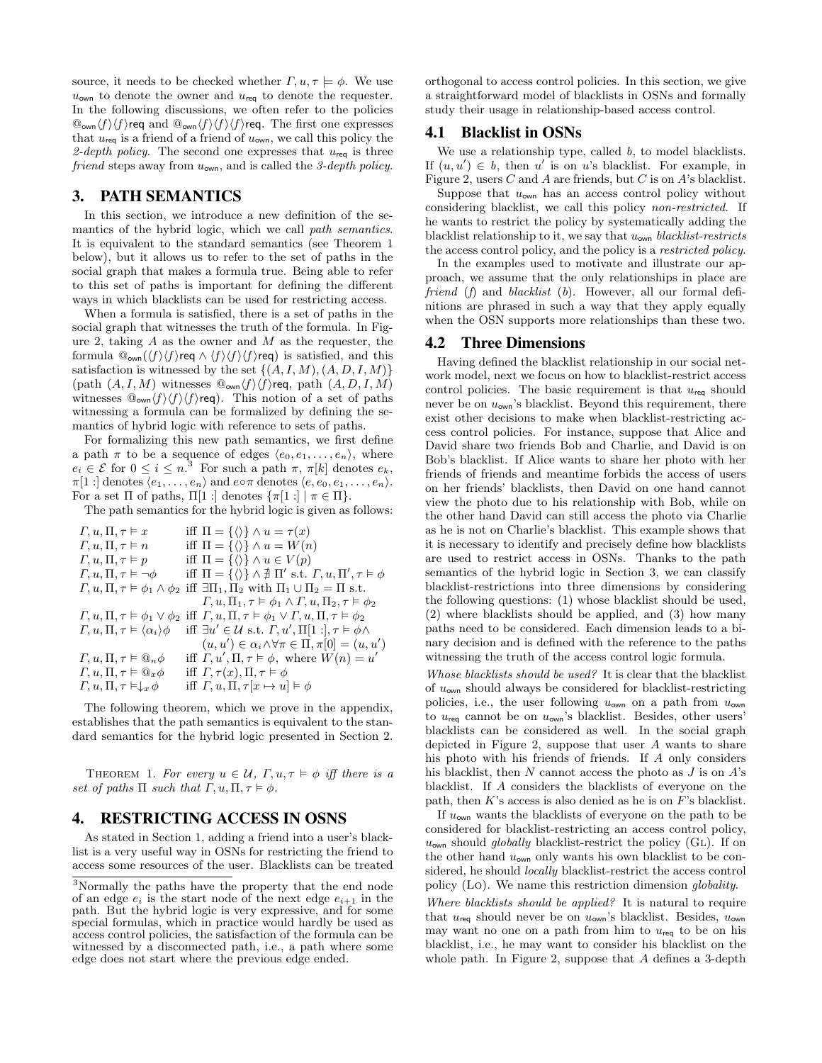source, it needs to be checked whether $\Gamma, u, \tau \models \phi$. We use $u_{\mathsf{own}}$ to denote the owner and $u_{\mathsf{req}}$ to denote the requester. In the following discussions, we often refer to the policies $@_{\mathsf{own}}\langle f\rangle\langle f\rangle\mathsf{req}$ and $@_{\mathsf{own}}\langle f\rangle\langle f\rangle\langle f\rangle\mathsf{req}$. The first one expresses that $u_{\mathsf{req}}$ is a friend of a friend of $u_{\mathsf{own}}$, we call this policy the *2-depth policy*. The second one expresses that $u_{\mathsf{req}}$ is three *friend* steps away from $u_{\mathsf{own}}$, and is called the *3-depth policy*.

## 3. PATH SEMANTICS

In this section, we introduce a new definition of the semantics of the hybrid logic, which we call *path semantics*. It is equivalent to the standard semantics (see Theorem 1 below), but it allows us to refer to the set of paths in the social graph that makes a formula true. Being able to refer to this set of paths is important for defining the different ways in which blacklists can be used for restricting access.

When a formula is satisfied, there is a set of paths in the social graph that witnesses the truth of the formula. In Figure 2, taking $A$ as the owner and $M$ as the requester, the formula $@_{\mathsf{own}}(\langle f\rangle\langle f\rangle\mathsf{req} \wedge \langle f\rangle\langle f\rangle\langle f\rangle\mathsf{req})$ is satisfied, and this satisfaction is witnessed by the set $\{(A, I, M), (A, D, I, M)\}$ (path $(A, I, M)$ witnesses $@_{\mathsf{own}}\langle f\rangle\langle f\rangle\mathsf{req}$, path $(A, D, I, M)$ witnesses $@_{\mathsf{own}}\langle f\rangle\langle f\rangle\langle f\rangle\mathsf{req}$). This notion of a set of paths witnessing a formula can be formalized by defining the semantics of hybrid logic with reference to sets of paths.

For formalizing this new path semantics, we first define a path $\pi$ to be a sequence of edges $\langle e_0, e_1, \ldots, e_n\rangle$, where $e_i \in \mathcal{E}$ for $0 \leq i \leq n$.[3] For such a path $\pi$, $\pi[k]$ denotes $e_k$, $\pi[1:]$ denotes $\langle e_1, \ldots, e_n\rangle$ and $e \circ \pi$ denotes $\langle e, e_0, e_1, \ldots, e_n\rangle$. For a set $\Pi$ of paths, $\Pi[1:]$ denotes $\{\pi[1:] \mid \pi \in \Pi\}$.

The path semantics for the hybrid logic is given as follows:

$\Gamma, u, \Pi, \tau \vDash x$ iff $\Pi = \{\langle\rangle\} \wedge u = \tau(x)$

$\Gamma, u, \Pi, \tau \vDash n$ iff $\Pi = \{\langle\rangle\} \wedge u = W(n)$

$\Gamma, u, \Pi, \tau \vDash p$ iff $\Pi = \{\langle\rangle\} \wedge u \in V(p)$

$\Gamma, u, \Pi, \tau \vDash \neg\phi$ iff $\Pi = \{\langle\rangle\} \wedge \nexists\, \Pi'$ s.t. $\Gamma, u, \Pi', \tau \vDash \phi$

$\Gamma, u, \Pi, \tau \vDash \phi_1 \wedge \phi_2$ iff $\exists \Pi_1, \Pi_2$ with $\Pi_1 \cup \Pi_2 = \Pi$ s.t. $\Gamma, u, \Pi_1, \tau \vDash \phi_1 \wedge \Gamma, u, \Pi_2, \tau \vDash \phi_2$

$\Gamma, u, \Pi, \tau \vDash \phi_1 \vee \phi_2$ iff $\Gamma, u, \Pi, \tau \vDash \phi_1 \vee \Gamma, u, \Pi, \tau \vDash \phi_2$

$\Gamma, u, \Pi, \tau \vDash \langle\alpha_i\rangle\phi$ iff $\exists u' \in \mathcal{U}$ s.t. $\Gamma, u', \Pi[1:], \tau \vDash \phi \wedge (u, u') \in \alpha_i \wedge \forall \pi \in \Pi, \pi[0] = (u, u')$

$\Gamma, u, \Pi, \tau \vDash @_n\phi$ iff $\Gamma, u', \Pi, \tau \vDash \phi$, where $W(n) = u'$

$\Gamma, u, \Pi, \tau \vDash @_x\phi$ iff $\Gamma, \tau(x), \Pi, \tau \vDash \phi$

$\Gamma, u, \Pi, \tau \vDash \downarrow_x \phi$ iff $\Gamma, u, \Pi, \tau[x \mapsto u] \vDash \phi$

The following theorem, which we prove in the appendix, establishes that the path semantics is equivalent to the standard semantics for the hybrid logic presented in Section 2.

THEOREM 1. *For every $u \in \mathcal{U}$, $\Gamma, u, \tau \vDash \phi$ iff there is a set of paths $\Pi$ such that $\Gamma, u, \Pi, \tau \vDash \phi$.*

## 4. RESTRICTING ACCESS IN OSNS

As stated in Section 1, adding a friend into a user's blacklist is a very useful way in OSNs for restricting the friend to access some resources of the user. Blacklists can be treated orthogonal to access control policies. In this section, we give a straightforward model of blacklists in OSNs and formally study their usage in relationship-based access control.

### 4.1 Blacklist in OSNs

We use a relationship type, called $b$, to model blacklists. If $(u, u') \in b$, then $u'$ is on $u$'s blacklist. For example, in Figure 2, users $C$ and $A$ are friends, but $C$ is on $A$'s blacklist.

Suppose that $u_{\mathsf{own}}$ has an access control policy without considering blacklist, we call this policy *non-restricted*. If he wants to restrict the policy by systematically adding the blacklist relationship to it, we say that $u_{\mathsf{own}}$ *blacklist-restricts* the access control policy, and the policy is a *restricted policy*.

In the examples used to motivate and illustrate our approach, we assume that the only relationships in place are *friend* ($f$) and *blacklist* ($b$). However, all our formal definitions are phrased in such a way that they apply equally when the OSN supports more relationships than these two.

### 4.2 Three Dimensions

Having defined the blacklist relationship in our social network model, next we focus on how to blacklist-restrict access control policies. The basic requirement is that $u_{\mathsf{req}}$ should never be on $u_{\mathsf{own}}$'s blacklist. Beyond this requirement, there exist other decisions to make when blacklist-restricting access control policies. For instance, suppose that Alice and David share two friends Bob and Charlie, and David is on Bob's blacklist. If Alice wants to share her photo with her friends of friends and meantime forbids the access of users on her friends' blacklists, then David on one hand cannot view the photo due to his relationship with Bob, while on the other hand David can still access the photo via Charlie as he is not on Charlie's blacklist. This example shows that it is necessary to identify and precisely define how blacklists are used to restrict access in OSNs. Thanks to the path semantics of the hybrid logic in Section 3, we can classify blacklist-restrictions into three dimensions by considering the following questions: (1) whose blacklist should be used, (2) where blacklists should be applied, and (3) how many paths need to be considered. Each dimension leads to a binary decision and is defined with the reference to the paths witnessing the truth of the access control logic formula.

*Whose blacklists should be used?* It is clear that the blacklist of $u_{\mathsf{own}}$ should always be considered for blacklist-restricting policies, i.e., the user following $u_{\mathsf{own}}$ on a path from $u_{\mathsf{own}}$ to $u_{\mathsf{req}}$ cannot be on $u_{\mathsf{own}}$'s blacklist. Besides, other users' blacklists can be considered as well. In the social graph depicted in Figure 2, suppose that user $A$ wants to share his photo with his friends of friends. If $A$ only considers his blacklist, then $N$ cannot access the photo as $J$ is on $A$'s blacklist. If $A$ considers the blacklists of everyone on the path, then $K$'s access is also denied as he is on $F$'s blacklist.

If $u_{\mathsf{own}}$ wants the blacklists of everyone on the path to be considered for blacklist-restricting an access control policy, $u_{\mathsf{own}}$ should *globally* blacklist-restrict the policy (GL). If on the other hand $u_{\mathsf{own}}$ only wants his own blacklist to be considered, he should *locally* blacklist-restrict the access control policy (LO). We name this restriction dimension *globality*.

*Where blacklists should be applied?* It is natural to require that $u_{\mathsf{req}}$ should never be on $u_{\mathsf{own}}$'s blacklist. Besides, $u_{\mathsf{own}}$ may want no one on a path from him to $u_{\mathsf{req}}$ to be on his blacklist, i.e., he may want to consider his blacklist on the whole path. In Figure 2, suppose that $A$ defines a 3-depth

[3] Normally the paths have the property that the end node of an edge $e_i$ is the start node of the next edge $e_{i+1}$ in the path. But the hybrid logic is very expressive, and for some special formulas, which in practice would hardly be used as access control policies, the satisfaction of the formula can be witnessed by a disconnected path, i.e., a path where some edge does not start where the previous edge ended.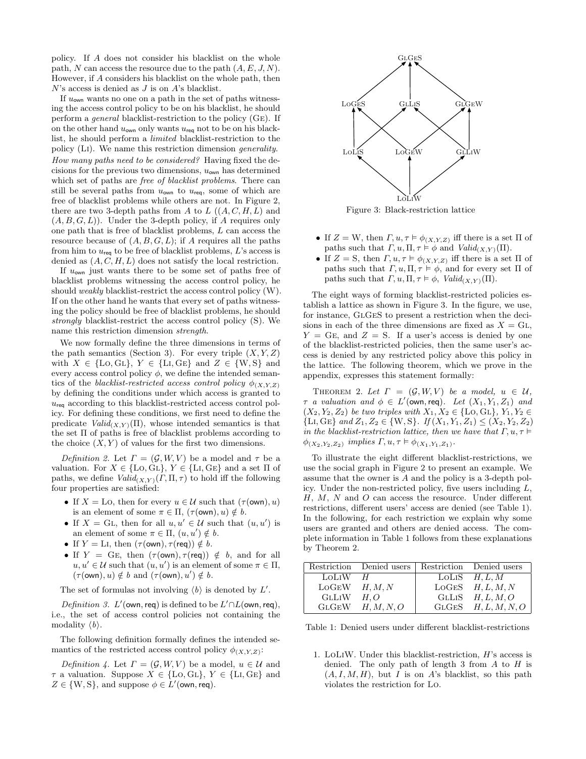policy. If $A$ does not consider his blacklist on the whole path, $N$ can access the resource due to the path $(A, E, J, N)$. However, if $A$ considers his blacklist on the whole path, then $N$'s access is denied as $J$ is on $A$'s blacklist.

If $u_{\mathsf{own}}$ wants no one on a path in the set of paths witnessing the access control policy to be on his blacklist, he should perform a *general* blacklist-restriction to the policy (Ge). If on the other hand $u_{\mathsf{own}}$ only wants $u_{\mathsf{req}}$ not to be on his blacklist, he should perform a *limited* blacklist-restriction to the policy (Li). We name this restriction dimension *generality*.

*How many paths need to be considered?* Having fixed the decisions for the previous two dimensions, $u_{\mathsf{own}}$ has determined which set of paths are *free of blacklist problems*. There can still be several paths from $u_{\mathsf{own}}$ to $u_{\mathsf{req}}$, some of which are free of blacklist problems while others are not. In Figure 2, there are two 3-depth paths from $A$ to $L$ ($(A, C, H, L)$ and $(A, B, G, L)$). Under the 3-depth policy, if $A$ requires only one path that is free of blacklist problems, $L$ can access the resource because of $(A, B, G, L)$; if $A$ requires all the paths from him to $u_{\mathsf{req}}$ to be free of blacklist problems, $L$'s access is denied as $(A, C, H, L)$ does not satisfy the local restriction.

If $u_{\mathsf{own}}$ just wants there to be some set of paths free of blacklist problems witnessing the access control policy, he should *weakly* blacklist-restrict the access control policy (W). If on the other hand he wants that every set of paths witnessing the policy should be free of blacklist problems, he should *strongly* blacklist-restrict the access control policy (S). We name this restriction dimension *strength*.

We now formally define the three dimensions in terms of the path semantics (Section 3). For every triple $(X, Y, Z)$ with $X \in \{\text{Lo}, \text{Gl}\}$, $Y \in \{\text{Li}, \text{Ge}\}$ and $Z \in \{\text{W}, \text{S}\}$ and every access control policy $\phi$, we define the intended semantics of the *blacklist-restricted access control policy* $\phi_{(X,Y,Z)}$ by defining the conditions under which access is granted to $u_{\mathsf{req}}$ according to this blacklist-restricted access control policy. For defining these conditions, we first need to define the predicate $Valid_{(X,Y)}(\Pi)$, whose intended semantics is that the set $\Pi$ of paths is free of blacklist problems according to the choice $(X, Y)$ of values for the first two dimensions.

*Definition 2.* Let $\Gamma = (\mathcal{G}, W, V)$ be a model and $\tau$ be a valuation. For $X \in \{\text{Lo}, \text{Gl}\}$, $Y \in \{\text{Li}, \text{Ge}\}$ and a set $\Pi$ of paths, we define $Valid_{(X,Y)}(\Gamma, \Pi, \tau)$ to hold iff the following four properties are satisfied:

- If $X = \text{Lo}$, then for every $u \in \mathcal{U}$ such that $(\tau(\mathsf{own}), u)$ is an element of some $\pi \in \Pi$, $(\tau(\mathsf{own}), u) \notin b$.
- If $X = \text{Gl}$, then for all $u, u' \in \mathcal{U}$ such that $(u, u')$ is an element of some $\pi \in \Pi$, $(u, u') \notin b$.
- If $Y = \text{Li}$, then $(\tau(\mathsf{own}), \tau(\mathsf{req})) \notin b$.
- If $Y = \text{Ge}$, then $(\tau(\mathsf{own}), \tau(\mathsf{req})) \notin b$, and for all $u, u' \in \mathcal{U}$ such that $(u, u')$ is an element of some $\pi \in \Pi$, $(\tau(\mathsf{own}), u) \notin b$ and $(\tau(\mathsf{own}), u') \notin b$.

The set of formulas not involving $\langle b \rangle$ is denoted by $L'$.

*Definition 3.* $L'(\mathsf{own}, \mathsf{req})$ is defined to be $L' \cap L(\mathsf{own}, \mathsf{req})$, i.e., the set of access control policies not containing the modality $\langle b \rangle$.

The following definition formally defines the intended semantics of the restricted access control policy $\phi_{(X,Y,Z)}$:

*Definition 4.* Let $\Gamma = (\mathcal{G}, W, V)$ be a model, $u \in \mathcal{U}$ and $\tau$ a valuation. Suppose $X \in \{\text{Lo}, \text{Gl}\}$, $Y \in \{\text{Li}, \text{Ge}\}$ and $Z \in \{\text{W}, \text{S}\}$, and suppose $\phi \in L'(\mathsf{own}, \mathsf{req})$.

- If $Z = \text{W}$, then $\Gamma, u, \tau \vDash \phi_{(X,Y,Z)}$ iff there is a set $\Pi$ of paths such that $\Gamma, u, \Pi, \tau \vDash \phi$ and $Valid_{(X,Y)}(\Pi)$.
- If $Z = \text{S}$, then $\Gamma, u, \tau \vDash \phi_{(X,Y,Z)}$ iff there is a set $\Pi$ of paths such that $\Gamma, u, \Pi, \tau \vDash \phi$, and for every set $\Pi$ of paths such that $\Gamma, u, \Pi, \tau \vDash \phi$, $Valid_{(X,Y)}(\Pi)$.

The eight ways of forming blacklist-restricted policies establish a lattice as shown in Figure 3. In the figure, we use, for instance, GlGeS to present a restriction when the decisions in each of the three dimensions are fixed as $X = \text{Gl}$, $Y = \text{Ge}$, and $Z = \text{S}$. If a user's access is denied by one of the blacklist-restricted policies, then the same user's access is denied by any restricted policy above this policy in the lattice. The following theorem, which we prove in the appendix, expresses this statement formally:

Theorem 2. *Let $\Gamma = (\mathcal{G}, W, V)$ be a model, $u \in \mathcal{U}$, $\tau$ a valuation and $\phi \in L'(\mathsf{own}, \mathsf{req})$. Let $(X_1, Y_1, Z_1)$ and $(X_2, Y_2, Z_2)$ be two triples with $X_1, X_2 \in \{\text{Lo}, \text{Gl}\}$, $Y_1, Y_2 \in \{\text{Li}, \text{Ge}\}$ and $Z_1, Z_2 \in \{\text{W}, \text{S}\}$. If $(X_1, Y_1, Z_1) \leq (X_2, Y_2, Z_2)$ in the blacklist-restriction lattice, then we have that $\Gamma, u, \tau \vDash \phi_{(X_2,Y_2,Z_2)}$ implies $\Gamma, u, \tau \vDash \phi_{(X_1,Y_1,Z_1)}$.*

To illustrate the eight different blacklist-restrictions, we use the social graph in Figure 2 to present an example. We assume that the owner is $A$ and the policy is a 3-depth policy. Under the non-restricted policy, five users including $L$, $H$, $M$, $N$ and $O$ can access the resource. Under different restrictions, different users' access are denied (see Table 1). In the following, for each restriction we explain why some users are granted and others are denied access. The complete information in Table 1 follows from these explanations by Theorem 2.

Figure 3: Black-restriction lattice

| Restriction | Denied users | Restriction | Denied users |
|---|---|---|---|
| LoLiW | $H$ | LoLiS | $H, L, M$ |
| LoGeW | $H, M, N$ | LoGeS | $H, L, M, N$ |
| GlLiW | $H, O$ | GlLiS | $H, L, M, O$ |
| GlGeW | $H, M, N, O$ | GlGeS | $H, L, M, N, O$ |

Table 1: Denied users under different blacklist-restrictions

1. LoLiW. Under this blacklist-restriction, $H$'s access is denied. The only path of length 3 from $A$ to $H$ is $(A, I, M, H)$, but $I$ is on $A$'s blacklist, so this path violates the restriction for Lo.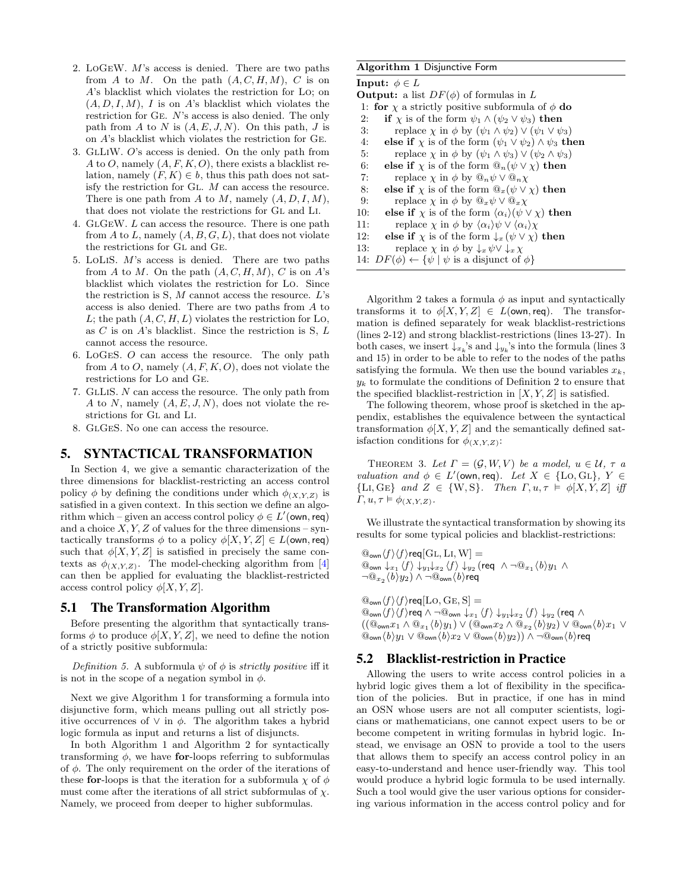2. LoGeW. $M$'s access is denied. There are two paths from $A$ to $M$. On the path $(A, C, H, M)$, $C$ is on $A$'s blacklist which violates the restriction for Lo; on $(A, D, I, M)$, $I$ is on $A$'s blacklist which violates the restriction for Ge. $N$'s access is also denied. The only path from $A$ to $N$ is $(A, E, J, N)$. On this path, $J$ is on $A$'s blacklist which violates the restriction for Ge.
3. GlLiW. $O$'s access is denied. On the only path from $A$ to $O$, namely $(A, F, K, O)$, there exists a blacklist relation, namely $(F, K) \in b$, thus this path does not satisfy the restriction for Gl. $M$ can access the resource. There is one path from $A$ to $M$, namely $(A, D, I, M)$, that does not violate the restrictions for Gl and Li.
4. GlGeW. $L$ can access the resource. There is one path from $A$ to $L$, namely $(A, B, G, L)$, that does not violate the restrictions for Gl and Ge.
5. LoLiS. $M$'s access is denied. There are two paths from $A$ to $M$. On the path $(A, C, H, M)$, $C$ is on $A$'s blacklist which violates the restriction for Lo. Since the restriction is S, $M$ cannot access the resource. $L$'s access is also denied. There are two paths from $A$ to $L$; the path $(A, C, H, L)$ violates the restriction for Lo, as $C$ is on $A$'s blacklist. Since the restriction is S, $L$ cannot access the resource.
6. LoGeS. $O$ can access the resource. The only path from $A$ to $O$, namely $(A, F, K, O)$, does not violate the restrictions for Lo and Ge.
7. GlLiS. $N$ can access the resource. The only path from $A$ to $N$, namely $(A, E, J, N)$, does not violate the restrictions for Gl and Li.
8. GlGeS. No one can access the resource.

## 5. SYNTACTICAL TRANSFORMATION

In Section 4, we give a semantic characterization of the three dimensions for blacklist-restricting an access control policy $\phi$ by defining the conditions under which $\phi_{(X,Y,Z)}$ is satisfied in a given context. In this section we define an algorithm which – given an access control policy $\phi \in L'(\mathsf{own}, \mathsf{req})$ and a choice $X, Y, Z$ of values for the three dimensions – syntactically transforms $\phi$ to a policy $\phi[X, Y, Z] \in L(\mathsf{own}, \mathsf{req})$ such that $\phi[X, Y, Z]$ is satisfied in precisely the same contexts as $\phi_{(X,Y,Z)}$. The model-checking algorithm from [4] can then be applied for evaluating the blacklist-restricted access control policy $\phi[X, Y, Z]$.

### 5.1 The Transformation Algorithm

Before presenting the algorithm that syntactically transforms $\phi$ to produce $\phi[X, Y, Z]$, we need to define the notion of a strictly positive subformula:

*Definition 5.* A subformula $\psi$ of $\phi$ is *strictly positive* iff it is not in the scope of a negation symbol in $\phi$.

Next we give Algorithm 1 for transforming a formula into disjunctive form, which means pulling out all strictly positive occurrences of $\vee$ in $\phi$. The algorithm takes a hybrid logic formula as input and returns a list of disjuncts.

In both Algorithm 1 and Algorithm 2 for syntactically transforming $\phi$, we have **for**-loops referring to subformulas of $\phi$. The only requirement on the order of the iterations of these **for**-loops is that the iteration for a subformula $\chi$ of $\phi$ must come after the iterations of all strict subformulas of $\chi$. Namely, we proceed from deeper to higher subformulas.

**Algorithm 1** Disjunctive Form

**Input:** $\phi \in L$
**Output:** a list $DF(\phi)$ of formulas in $L$

1: **for** $\chi$ a strictly positive subformula of $\phi$ **do**
2: &nbsp;&nbsp;&nbsp;**if** $\chi$ is of the form $\psi_1 \wedge (\psi_2 \vee \psi_3)$ **then**
3: &nbsp;&nbsp;&nbsp;&nbsp;&nbsp;&nbsp;replace $\chi$ in $\phi$ by $(\psi_1 \wedge \psi_2) \vee (\psi_1 \vee \psi_3)$
4: &nbsp;&nbsp;&nbsp;**else if** $\chi$ is of the form $(\psi_1 \vee \psi_2) \wedge \psi_3$ **then**
5: &nbsp;&nbsp;&nbsp;&nbsp;&nbsp;&nbsp;replace $\chi$ in $\phi$ by $(\psi_1 \wedge \psi_3) \vee (\psi_2 \wedge \psi_3)$
6: &nbsp;&nbsp;&nbsp;**else if** $\chi$ is of the form $@_n(\psi \vee \chi)$ **then**
7: &nbsp;&nbsp;&nbsp;&nbsp;&nbsp;&nbsp;replace $\chi$ in $\phi$ by $@_n\psi \vee @_n\chi$
8: &nbsp;&nbsp;&nbsp;**else if** $\chi$ is of the form $@_x(\psi \vee \chi)$ **then**
9: &nbsp;&nbsp;&nbsp;&nbsp;&nbsp;&nbsp;replace $\chi$ in $\phi$ by $@_x\psi \vee @_x\chi$
10: &nbsp;&nbsp;**else if** $\chi$ is of the form $\langle \alpha_i \rangle(\psi \vee \chi)$ **then**
11: &nbsp;&nbsp;&nbsp;&nbsp;&nbsp;replace $\chi$ in $\phi$ by $\langle \alpha_i \rangle\psi \vee \langle \alpha_i \rangle\chi$
12: &nbsp;&nbsp;**else if** $\chi$ is of the form $\downarrow_x(\psi \vee \chi)$ **then**
13: &nbsp;&nbsp;&nbsp;&nbsp;&nbsp;replace $\chi$ in $\phi$ by $\downarrow_x\psi \vee \downarrow_x\chi$
14: $DF(\phi) \leftarrow \{\psi \mid \psi$ is a disjunct of $\phi\}$

Algorithm 2 takes a formula $\phi$ as input and syntactically transforms it to $\phi[X, Y, Z] \in L(\mathsf{own}, \mathsf{req})$. The transformation is defined separately for weak blacklist-restrictions (lines 2-12) and strong blacklist-restrictions (lines 13-27). In both cases, we insert $\downarrow_{x_k}$'s and $\downarrow_{y_k}$'s into the formula (lines 3 and 15) in order to be able to refer to the nodes of the paths satisfying the formula. We then use the bound variables $x_k$, $y_k$ to formulate the conditions of Definition 2 to ensure that the specified blacklist-restriction in $[X, Y, Z]$ is satisfied.

The following theorem, whose proof is sketched in the appendix, establishes the equivalence between the syntactical transformation $\phi[X, Y, Z]$ and the semantically defined satisfaction conditions for $\phi_{(X,Y,Z)}$:

Theorem 3. *Let $\Gamma = (\mathcal{G}, W, V)$ be a model, $u \in \mathcal{U}$, $\tau$ a valuation and $\phi \in L'(\mathsf{own}, \mathsf{req})$. Let $X \in \{$Lo, Gl$\}$, $Y \in \{$Li, Ge$\}$ and $Z \in \{$W, S$\}$. Then $\Gamma, u, \tau \vDash \phi[X, Y, Z]$ iff $\Gamma, u, \tau \vDash \phi_{(X,Y,Z)}$.*

We illustrate the syntactical transformation by showing its results for some typical policies and blacklist-restrictions:

$@_{\mathsf{own}}\langle f\rangle\langle f\rangle\mathsf{req}[\text{Gl}, \text{Li}, \text{W}] =$
$@_{\mathsf{own}} \downarrow_{x_1} \langle f\rangle \downarrow_{y_1}\downarrow_{x_2} \langle f\rangle \downarrow_{y_2} (\mathsf{req} \;\wedge \neg @_{x_1}\langle b\rangle y_1 \wedge \neg @_{x_2}\langle b\rangle y_2) \wedge \neg @_{\mathsf{own}}\langle b\rangle\mathsf{req}$

$@_{\mathsf{own}}\langle f\rangle\langle f\rangle\mathsf{req}[\text{Lo}, \text{Ge}, \text{S}] =$
$@_{\mathsf{own}}\langle f\rangle\langle f\rangle\mathsf{req} \wedge \neg @_{\mathsf{own}} \downarrow_{x_1} \langle f\rangle \downarrow_{y_1}\downarrow_{x_2} \langle f\rangle \downarrow_{y_2} (\mathsf{req} \wedge ((@_{\mathsf{own}}x_1 \wedge @_{x_1}\langle b\rangle y_1) \vee (@_{\mathsf{own}}x_2 \wedge @_{x_2}\langle b\rangle y_2) \vee @_{\mathsf{own}}\langle b\rangle x_1 \vee @_{\mathsf{own}}\langle b\rangle y_1 \vee @_{\mathsf{own}}\langle b\rangle x_2 \vee @_{\mathsf{own}}\langle b\rangle y_2)) \wedge \neg @_{\mathsf{own}}\langle b\rangle\mathsf{req}$

### 5.2 Blacklist-restriction in Practice

Allowing the users to write access control policies in a hybrid logic gives them a lot of flexibility in the specification of the policies. But in practice, if one has in mind an OSN whose users are not all computer scientists, logicians or mathematicians, one cannot expect users to be or become competent in writing formulas in hybrid logic. Instead, we envisage an OSN to provide a tool to the users that allows them to specify an access control policy in an easy-to-understand and hence user-friendly way. This tool would produce a hybrid logic formula to be used internally. Such a tool would give the user various options for considering various information in the access control policy and for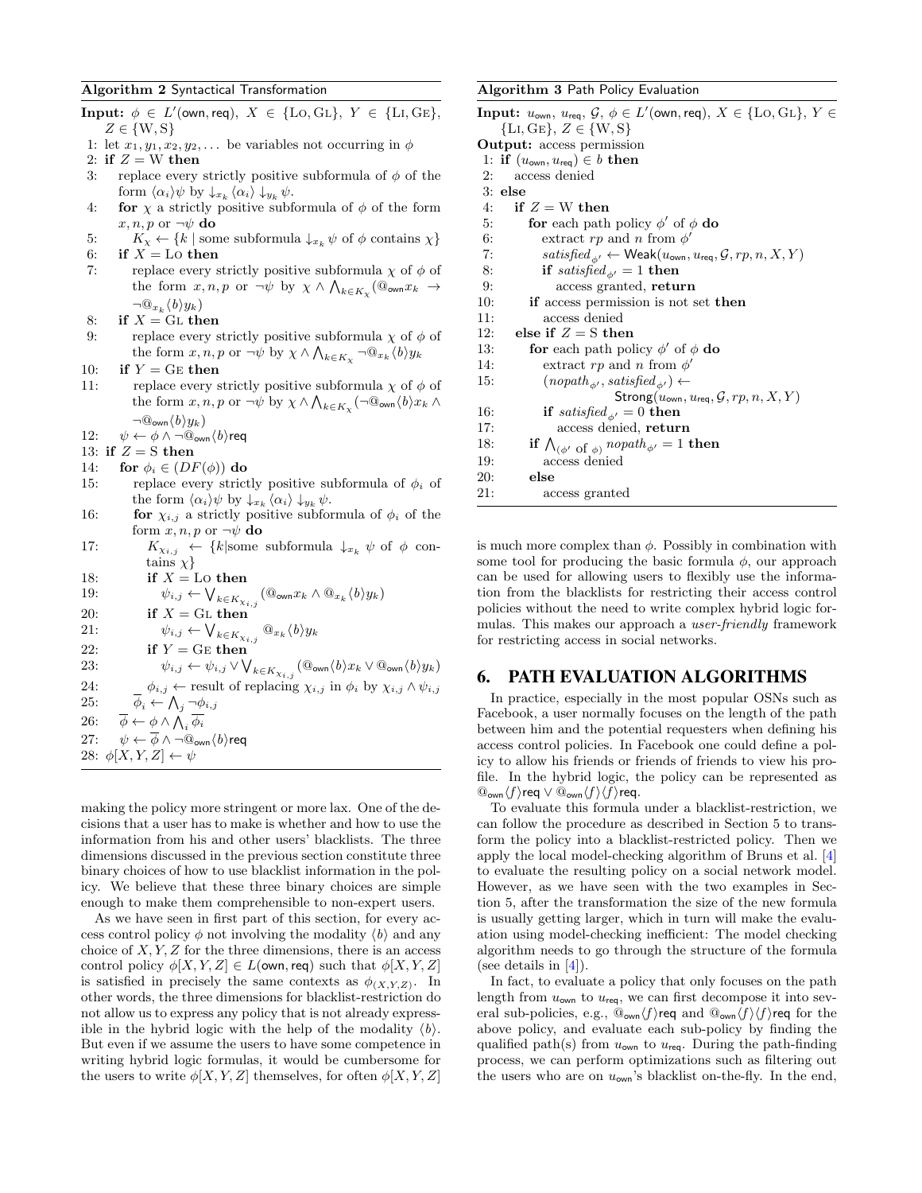**Algorithm 2** Syntactical Transformation

```
Input: φ ∈ L′(own, req), X ∈ {Lo, Gl}, Y ∈ {Li, Ge}, Z ∈ {W, S}
 1: let x_1, y_1, x_2, y_2, ... be variables not occurring in φ
 2: if Z = W then
 3:   replace every strictly positive subformula of φ of the form ⟨α_i⟩ψ by ↓_{x_k} ⟨α_i⟩ ↓_{y_k} ψ.
 4:   for χ a strictly positive subformula of φ of the form x, n, p or ¬ψ do
 5:     K_χ ← {k | some subformula ↓_{x_k} ψ of φ contains χ}
 6:   if X = Lo then
 7:     replace every strictly positive subformula χ of φ of the form x, n, p or ¬ψ by χ ∧ ⋀_{k∈K_χ}(@_own x_k → ¬@_{x_k}⟨b⟩y_k)
 8:   if X = Gl then
 9:     replace every strictly positive subformula χ of φ of the form x, n, p or ¬ψ by χ ∧ ⋀_{k∈K_χ} ¬@_{x_k}⟨b⟩y_k
10:   if Y = Ge then
11:     replace every strictly positive subformula χ of φ of the form x, n, p or ¬ψ by χ ∧ ⋀_{k∈K_χ}(¬@_own⟨b⟩x_k ∧ ¬@_own⟨b⟩y_k)
12:   ψ ← φ ∧ ¬@_own⟨b⟩req
13: if Z = S then
14:   for φ_i ∈ (DF(φ)) do
15:     replace every strictly positive subformula of φ_i of the form ⟨α_i⟩ψ by ↓_{x_k} ⟨α_i⟩ ↓_{y_k} ψ.
16:     for χ_{i,j} a strictly positive subformula of φ_i of the form x, n, p or ¬ψ do
17:       K_{χ_{i,j}} ← {k|some subformula ↓_{x_k} ψ of φ contains χ}
18:       if X = Lo then
19:         ψ_{i,j} ← ⋁_{k∈K_{χ_{i,j}}}(@_own x_k ∧ @_{x_k}⟨b⟩y_k)
20:       if X = Gl then
21:         ψ_{i,j} ← ⋁_{k∈K_{χ_{i,j}}} @_{x_k}⟨b⟩y_k
22:       if Y = Ge then
23:         ψ_{i,j} ← ψ_{i,j} ∨ ⋁_{k∈K_{χ_{i,j}}}(@_own⟨b⟩x_k ∨ @_own⟨b⟩y_k)
24:       φ_{i,j} ← result of replacing χ_{i,j} in φ_i by χ_{i,j} ∧ ψ_{i,j}
25:     φ̄_i ← ⋀_j ¬φ_{i,j}
26:   φ̄ ← φ ∧ ⋀_i φ̄_i
27:   ψ ← φ̄ ∧ ¬@_own⟨b⟩req
28: φ[X, Y, Z] ← ψ
```

**Algorithm 3** Path Policy Evaluation

```
Input: u_own, u_req, G, φ ∈ L′(own, req), X ∈ {Lo, Gl}, Y ∈ {Li, Ge}, Z ∈ {W, S}
Output: access permission
 1: if (u_own, u_req) ∈ b then
 2:   access denied
 3: else
 4:   if Z = W then
 5:     for each path policy φ′ of φ do
 6:       extract rp and n from φ′
 7:       satisfied_φ′ ← Weak(u_own, u_req, G, rp, n, X, Y)
 8:       if satisfied_φ′ = 1 then
 9:         access granted, return
10:     if access permission is not set then
11:       access denied
12:   else if Z = S then
13:     for each path policy φ′ of φ do
14:       extract rp and n from φ′
15:       (nopath_φ′, satisfied_φ′) ←
                  Strong(u_own, u_req, G, rp, n, X, Y)
16:       if satisfied_φ′ = 0 then
17:         access denied, return
18:     if ⋀_(φ′ of φ) nopath_φ′ = 1 then
19:       access denied
20:     else
21:       access granted
```

making the policy more stringent or more lax. One of the decisions that a user has to make is whether and how to use the information from his and other users' blacklists. The three dimensions discussed in the previous section constitute three binary choices of how to use blacklist information in the policy. We believe that these three binary choices are simple enough to make them comprehensible to non-expert users.

As we have seen in first part of this section, for every access control policy $\phi$ not involving the modality $\langle b\rangle$ and any choice of $X, Y, Z$ for the three dimensions, there is an access control policy $\phi[X, Y, Z] \in L(\mathsf{own}, \mathsf{req})$ such that $\phi[X, Y, Z]$ is satisfied in precisely the same contexts as $\phi_{\langle X,Y,Z\rangle}$. In other words, the three dimensions for blacklist-restriction do not allow us to express any policy that is not already expressible in the hybrid logic with the help of the modality $\langle b\rangle$. But even if we assume the users to have some competence in writing hybrid logic formulas, it would be cumbersome for the users to write $\phi[X, Y, Z]$ themselves, for often $\phi[X, Y, Z]$ is much more complex than $\phi$. Possibly in combination with some tool for producing the basic formula $\phi$, our approach can be used for allowing users to flexibly use the information from the blacklists for restricting their access control policies without the need to write complex hybrid logic formulas. This makes our approach a *user-friendly* framework for restricting access in social networks.

## 6. PATH EVALUATION ALGORITHMS

In practice, especially in the most popular OSNs such as Facebook, a user normally focuses on the length of the path between him and the potential requesters when defining his access control policies. In Facebook one could define a policy to allow his friends or friends of friends to view his profile. In the hybrid logic, the policy can be represented as $@_{\mathsf{own}}\langle f\rangle\mathsf{req} \vee @_{\mathsf{own}}\langle f\rangle\langle f\rangle\mathsf{req}$.

To evaluate this formula under a blacklist-restriction, we can follow the procedure as described in Section 5 to transform the policy into a blacklist-restricted policy. Then we apply the local model-checking algorithm of Bruns et al. [4] to evaluate the resulting policy on a social network model. However, as we have seen with the two examples in Section 5, after the transformation the size of the new formula is usually getting larger, which in turn will make the evaluation using model-checking inefficient: The model checking algorithm needs to go through the structure of the formula (see details in [4]).

In fact, to evaluate a policy that only focuses on the path length from $u_{\mathsf{own}}$ to $u_{\mathsf{req}}$, we can first decompose it into several sub-policies, e.g., $@_{\mathsf{own}}\langle f\rangle\mathsf{req}$ and $@_{\mathsf{own}}\langle f\rangle\langle f\rangle\mathsf{req}$ for the above policy, and evaluate each sub-policy by finding the qualified path(s) from $u_{\mathsf{own}}$ to $u_{\mathsf{req}}$. During the path-finding process, we can perform optimizations such as filtering out the users who are on $u_{\mathsf{own}}$'s blacklist on-the-fly. In the end,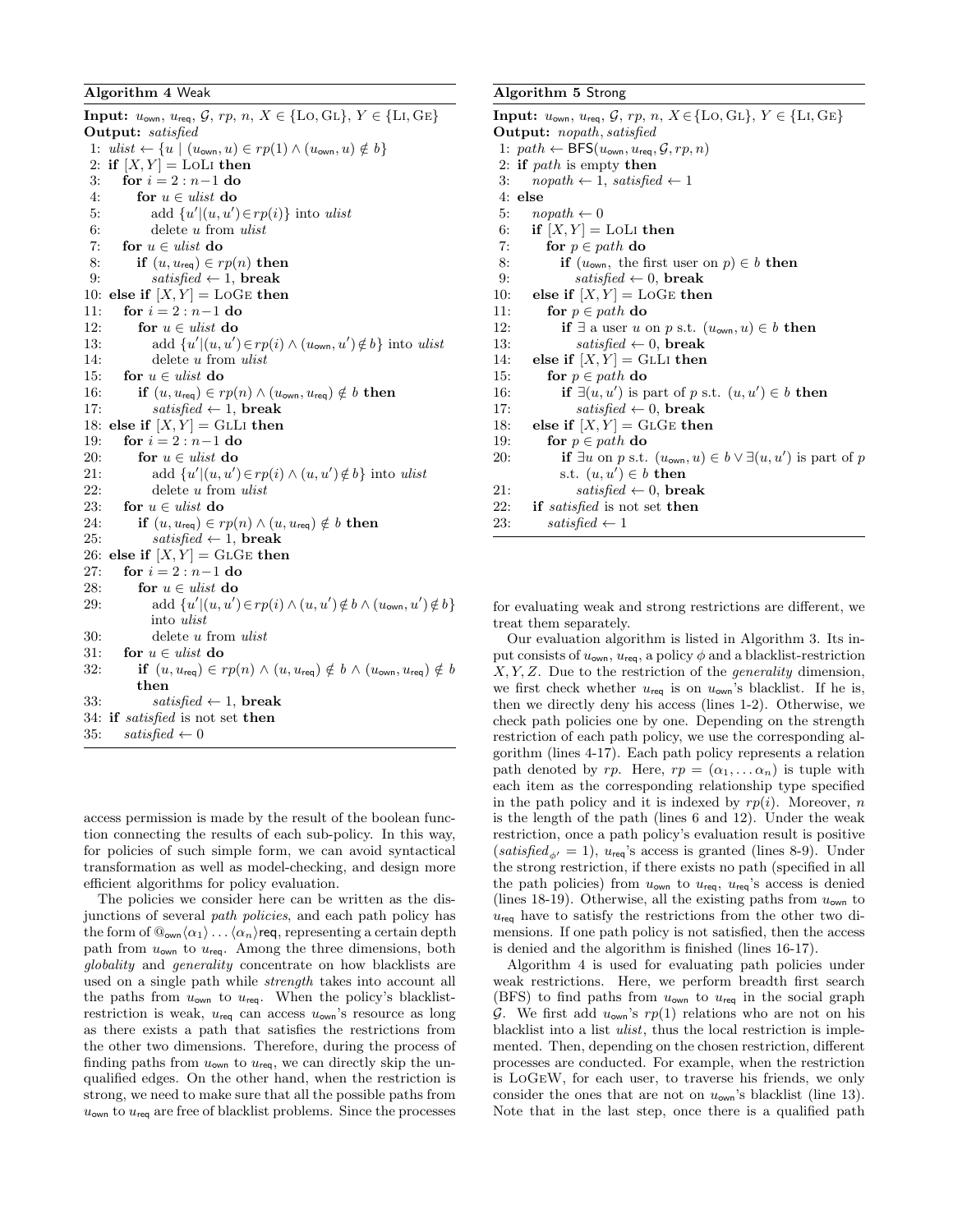**Algorithm 4** Weak

**Input:** $u_{\mathsf{own}}$, $u_{\mathsf{req}}$, $\mathcal{G}$, $rp$, $n$, $X \in \{\text{Lo}, \text{Gl}\}$, $Y \in \{\text{Li}, \text{Ge}\}$
**Output:** *satisfied*

```
1: ulist ← {u | (u_own, u) ∈ rp(1) ∧ (u_own, u) ∉ b}
2: if [X, Y] = LoLi then
3:    for i = 2 : n−1 do
4:       for u ∈ ulist do
5:          add {u′|(u, u′) ∈ rp(i)} into ulist
6:          delete u from ulist
7:    for u ∈ ulist do
8:       if (u, u_req) ∈ rp(n) then
9:          satisfied ← 1, break
10: else if [X, Y] = LoGe then
11:    for i = 2 : n−1 do
12:       for u ∈ ulist do
13:          add {u′|(u, u′) ∈ rp(i) ∧ (u_own, u′) ∉ b} into ulist
14:          delete u from ulist
15:    for u ∈ ulist do
16:       if (u, u_req) ∈ rp(n) ∧ (u_own, u_req) ∉ b then
17:          satisfied ← 1, break
18: else if [X, Y] = GlLi then
19:    for i = 2 : n−1 do
20:       for u ∈ ulist do
21:          add {u′|(u, u′) ∈ rp(i) ∧ (u, u′) ∉ b} into ulist
22:          delete u from ulist
23:    for u ∈ ulist do
24:       if (u, u_req) ∈ rp(n) ∧ (u, u_req) ∉ b then
25:          satisfied ← 1, break
26: else if [X, Y] = GlGe then
27:    for i = 2 : n−1 do
28:       for u ∈ ulist do
29:          add {u′|(u, u′) ∈ rp(i) ∧ (u, u′) ∉ b ∧ (u_own, u′) ∉ b}
             into ulist
30:          delete u from ulist
31:    for u ∈ ulist do
32:       if (u, u_req) ∈ rp(n) ∧ (u, u_req) ∉ b ∧ (u_own, u_req) ∉ b
          then
33:          satisfied ← 1, break
34: if satisfied is not set then
35:    satisfied ← 0
```

**Algorithm 5** Strong

**Input:** $u_{\mathsf{own}}$, $u_{\mathsf{req}}$, $\mathcal{G}$, $rp$, $n$, $X \in \{\text{Lo}, \text{Gl}\}$, $Y \in \{\text{Li}, \text{Ge}\}$
**Output:** *nopath*, *satisfied*

```
1: path ← BFS(u_own, u_req, G, rp, n)
2: if path is empty then
3:    nopath ← 1, satisfied ← 1
4: else
5:    nopath ← 0
6:    if [X, Y] = LoLi then
7:       for p ∈ path do
8:          if (u_own, the first user on p) ∈ b then
9:             satisfied ← 0, break
10:   else if [X, Y] = LoGe then
11:      for p ∈ path do
12:         if ∃ a user u on p s.t. (u_own, u) ∈ b then
13:            satisfied ← 0, break
14:   else if [X, Y] = GlLi then
15:      for p ∈ path do
16:         if ∃(u, u′) is part of p s.t. (u, u′) ∈ b then
17:            satisfied ← 0, break
18:   else if [X, Y] = GlGe then
19:      for p ∈ path do
20:         if ∃u on p s.t. (u_own, u) ∈ b ∨ ∃(u, u′) is part of p
            s.t. (u, u′) ∈ b then
21:            satisfied ← 0, break
22:   if satisfied is not set then
23:      satisfied ← 1
```

access permission is made by the result of the boolean function connecting the results of each sub-policy. In this way, for policies of such simple form, we can avoid syntactical transformation as well as model-checking, and design more efficient algorithms for policy evaluation.

The policies we consider here can be written as the disjunctions of several *path policies*, and each path policy has the form of $@_{\mathsf{own}}\langle\alpha_1\rangle \dots \langle\alpha_n\rangle\mathsf{req}$, representing a certain depth path from $u_{\mathsf{own}}$ to $u_{\mathsf{req}}$. Among the three dimensions, both *globality* and *generality* concentrate on how blacklists are used on a single path while *strength* takes into account all the paths from $u_{\mathsf{own}}$ to $u_{\mathsf{req}}$. When the policy's blacklist-restriction is weak, $u_{\mathsf{req}}$ can access $u_{\mathsf{own}}$'s resource as long as there exists a path that satisfies the restrictions from the other two dimensions. Therefore, during the process of finding paths from $u_{\mathsf{own}}$ to $u_{\mathsf{req}}$, we can directly skip the unqualified edges. On the other hand, when the restriction is strong, we need to make sure that all the possible paths from $u_{\mathsf{own}}$ to $u_{\mathsf{req}}$ are free of blacklist problems. Since the processes for evaluating weak and strong restrictions are different, we treat them separately.

Our evaluation algorithm is listed in Algorithm 3. Its input consists of $u_{\mathsf{own}}$, $u_{\mathsf{req}}$, a policy $\phi$ and a blacklist-restriction $X, Y, Z$. Due to the restriction of the *generality* dimension, we first check whether $u_{\mathsf{req}}$ is on $u_{\mathsf{own}}$'s blacklist. If he is, then we directly deny his access (lines 1-2). Otherwise, we check path policies one by one. Depending on the strength restriction of each path policy, we use the corresponding algorithm (lines 4-17). Each path policy represents a relation path denoted by $rp$. Here, $rp = (\alpha_1, \dots \alpha_n)$ is tuple with each item as the corresponding relationship type specified in the path policy and it is indexed by $rp(i)$. Moreover, $n$ is the length of the path (lines 6 and 12). Under the weak restriction, once a path policy's evaluation result is positive ($satisfied_{\phi'} = 1$), $u_{\mathsf{req}}$'s access is granted (lines 8-9). Under the strong restriction, if there exists no path (specified in all the path policies) from $u_{\mathsf{own}}$ to $u_{\mathsf{req}}$, $u_{\mathsf{req}}$'s access is denied (lines 18-19). Otherwise, all the existing paths from $u_{\mathsf{own}}$ to $u_{\mathsf{req}}$ have to satisfy the restrictions from the other two dimensions. If one path policy is not satisfied, then the access is denied and the algorithm is finished (lines 16-17).

Algorithm 4 is used for evaluating path policies under weak restrictions. Here, we perform breadth first search (BFS) to find paths from $u_{\mathsf{own}}$ to $u_{\mathsf{req}}$ in the social graph $\mathcal{G}$. We first add $u_{\mathsf{own}}$'s $rp(1)$ relations who are not on his blacklist into a list *ulist*, thus the local restriction is implemented. Then, depending on the chosen restriction, different processes are conducted. For example, when the restriction is LoGeW, for each user, to traverse his friends, we only consider the ones that are not on $u_{\mathsf{own}}$'s blacklist (line 13). Note that in the last step, once there is a qualified path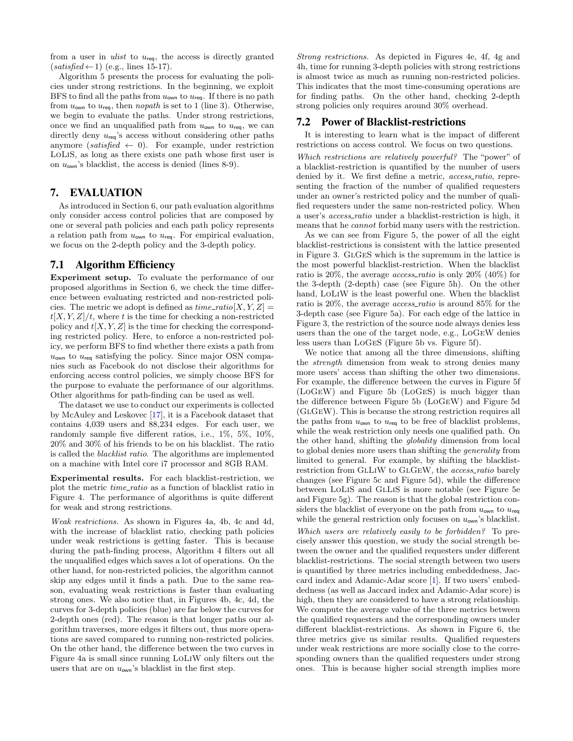from a user in *ulist* to $u_{\mathsf{req}}$, the access is directly granted (*satisfied* ← 1) (e.g., lines 15-17).

Algorithm 5 presents the process for evaluating the policies under strong restrictions. In the beginning, we exploit BFS to find all the paths from $u_{\mathsf{own}}$ to $u_{\mathsf{req}}$. If there is no path from $u_{\mathsf{own}}$ to $u_{\mathsf{req}}$, then *nopath* is set to 1 (line 3). Otherwise, we begin to evaluate the paths. Under strong restrictions, once we find an unqualified path from $u_{\mathsf{own}}$ to $u_{\mathsf{req}}$, we can directly deny $u_{\mathsf{req}}$'s access without considering other paths anymore (*satisfied* ← 0). For example, under restriction LoLiS, as long as there exists one path whose first user is on $u_{\mathsf{own}}$'s blacklist, the access is denied (lines 8-9).

# 7. EVALUATION

As introduced in Section 6, our path evaluation algorithms only consider access control policies that are composed by one or several path policies and each path policy represents a relation path from $u_{\mathsf{own}}$ to $u_{\mathsf{req}}$. For empirical evaluation, we focus on the 2-depth policy and the 3-depth policy.

## 7.1 Algorithm Efficiency

**Experiment setup.** To evaluate the performance of our proposed algorithms in Section 6, we check the time difference between evaluating restricted and non-restricted policies. The metric we adopt is defined as $time\_ratio[X, Y, Z] = t[X, Y, Z]/t$, where $t$ is the time for checking a non-restricted policy and $t[X, Y, Z]$ is the time for checking the corresponding restricted policy. Here, to enforce a non-restricted policy, we perform BFS to find whether there exists a path from $u_{\mathsf{own}}$ to $u_{\mathsf{req}}$ satisfying the policy. Since major OSN companies such as Facebook do not disclose their algorithms for enforcing access control policies, we simply choose BFS for the purpose to evaluate the performance of our algorithms. Other algorithms for path-finding can be used as well.

The dataset we use to conduct our experiments is collected by McAuley and Leskovec [17], it is a Facebook dataset that contains 4,039 users and 88,234 edges. For each user, we randomly sample five different ratios, i.e., 1%, 5%, 10%, 20% and 30% of his friends to be on his blacklist. The ratio is called the *blacklist ratio*. The algorithms are implemented on a machine with Intel core i7 processor and 8GB RAM.

**Experimental results.** For each blacklist-restriction, we plot the metric *time\_ratio* as a function of blacklist ratio in Figure 4. The performance of algorithms is quite different for weak and strong restrictions.

*Weak restrictions.* As shown in Figures 4a, 4b, 4c and 4d, with the increase of blacklist ratio, checking path policies under weak restrictions is getting faster. This is because during the path-finding process, Algorithm 4 filters out all the unqualified edges which saves a lot of operations. On the other hand, for non-restricted policies, the algorithm cannot skip any edges until it finds a path. Due to the same reason, evaluating weak restrictions is faster than evaluating strong ones. We also notice that, in Figures 4b, 4c, 4d, the curves for 3-depth policies (blue) are far below the curves for 2-depth ones (red). The reason is that longer paths our algorithm traverses, more edges it filters out, thus more operations are saved compared to running non-restricted policies. On the other hand, the difference between the two curves in Figure 4a is small since running LoLiW only filters out the users that are on $u_{\mathsf{own}}$'s blacklist in the first step.

*Strong restrictions.* As depicted in Figures 4e, 4f, 4g and 4h, time for running 3-depth policies with strong restrictions is almost twice as much as running non-restricted policies. This indicates that the most time-consuming operations are for finding paths. On the other hand, checking 2-depth strong policies only requires around 30% overhead.

## 7.2 Power of Blacklist-restrictions

It is interesting to learn what is the impact of different restrictions on access control. We focus on two questions.

*Which restrictions are relatively powerful?* The "power" of a blacklist-restriction is quantified by the number of users denied by it. We first define a metric, *access\_ratio*, representing the fraction of the number of qualified requesters under an owner's restricted policy and the number of qualified requesters under the same non-restricted policy. When a user's *access\_ratio* under a blacklist-restriction is high, it means that he *cannot* forbid many users with the restriction.

As we can see from Figure 5, the power of all the eight blacklist-restrictions is consistent with the lattice presented in Figure 3. GlGeS which is the supremum in the lattice is the most powerful blacklist-restriction. When the blacklist ratio is 20%, the average *access\_ratio* is only 20% (40%) for the 3-depth (2-depth) case (see Figure 5h). On the other hand, LoLiW is the least powerful one. When the blacklist ratio is 20%, the average *access\_ratio* is around 85% for the 3-depth case (see Figure 5a). For each edge of the lattice in Figure 3, the restriction of the source node always denies less users than the one of the target node, e.g., LoGeW denies less users than LoGeS (Figure 5b vs. Figure 5f).

We notice that among all the three dimensions, shifting the *strength* dimension from weak to strong denies many more users' access than shifting the other two dimensions. For example, the difference between the curves in Figure 5f (LoGeW) and Figure 5b (LoGeS) is much bigger than the difference between Figure 5b (LoGeW) and Figure 5d (GlGeW). This is because the strong restriction requires all the paths from $u_{\mathsf{own}}$ to $u_{\mathsf{req}}$ to be free of blacklist problems, while the weak restriction only needs one qualified path. On the other hand, shifting the *globality* dimension from local to global denies more users than shifting the *generality* from limited to general. For example, by shifting the blacklist-restriction from GlLiW to GlGeW, the *access\_ratio* barely changes (see Figure 5c and Figure 5d), while the difference between LoLiS and GlLiS is more notable (see Figure 5e and Figure 5g). The reason is that the global restriction considers the blacklist of everyone on the path from $u_{\mathsf{own}}$ to $u_{\mathsf{req}}$ while the general restriction only focuses on $u_{\mathsf{own}}$'s blacklist.

*Which users are relatively easily to be forbidden?* To precisely answer this question, we study the social strength between the owner and the qualified requesters under different blacklist-restrictions. The social strength between two users is quantified by three metrics including embeddedness, Jaccard index and Adamic-Adar score [1]. If two users' embeddedness (as well as Jaccard index and Adamic-Adar score) is high, then they are considered to have a strong relationship. We compute the average value of the three metrics between the qualified requesters and the corresponding owners under different blacklist-restrictions. As shown in Figure 6, the three metrics give us similar results. Qualified requesters under weak restrictions are more socially close to the corresponding owners than the qualified requesters under strong ones. This is because higher social strength implies more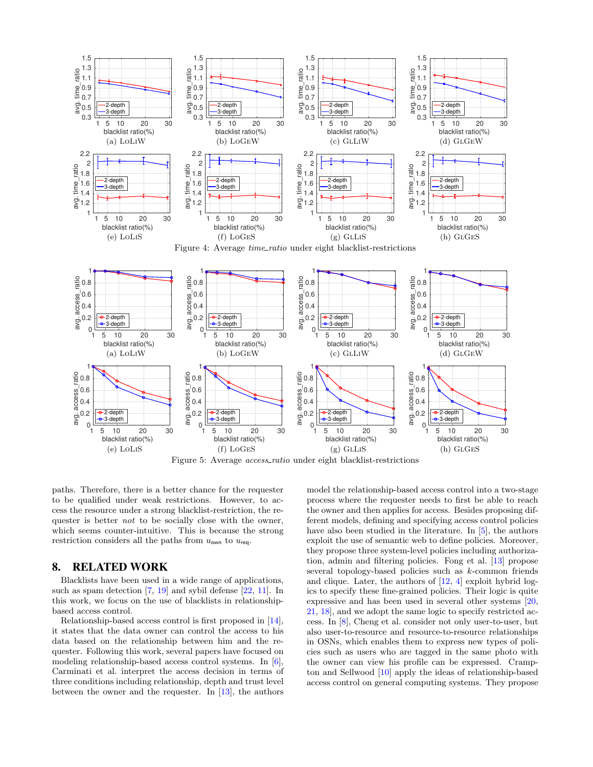Figure 4: Average *time_ratio* under eight blacklist-restrictions

(a) LoLiW (b) LoGeW (c) GlLiW (d) GlGeW (e) LoLiS (f) LoGeS (g) GlLiS (h) GlGeS

Figure 5: Average *access_ratio* under eight blacklist-restrictions

(a) LoLiW (b) LoGeW (c) GlLiW (d) GlGeW (e) LoLiS (f) LoGeS (g) GlLiS (h) GlGeS

paths. Therefore, there is a better chance for the requester to be qualified under weak restrictions. However, to access the resource under a strong blacklist-restriction, the requester is better *not* to be socially close with the owner, which seems counter-intuitive. This is because the strong restriction considers all the paths from $u_{\text{own}}$ to $u_{\text{req}}$.

## 8. RELATED WORK

Blacklists have been used in a wide range of applications, such as spam detection [7, 19] and sybil defense [22, 11]. In this work, we focus on the use of blacklists in relationship-based access control.

Relationship-based access control is first proposed in [14], it states that the data owner can control the access to his data based on the relationship between him and the requester. Following this work, several papers have focused on modeling relationship-based access control systems. In [6], Carminati et al. interpret the access decision in terms of three conditions including relationship, depth and trust level between the owner and the requester. In [13], the authors model the relationship-based access control into a two-stage process where the requester needs to first be able to reach the owner and then applies for access. Besides proposing different models, defining and specifying access control policies have also been studied in the literature. In [5], the authors exploit the use of semantic web to define policies. Moreover, they propose three system-level policies including authorization, admin and filtering policies. Fong et al. [13] propose several topology-based policies such as $k$-common friends and clique. Later, the authors of [12, 4] exploit hybrid logics to specify these fine-grained policies. Their logic is quite expressive and has been used in several other systems [20, 21, 18], and we adopt the same logic to specify restricted access. In [8], Cheng et al. consider not only user-to-user, but also user-to-resource and resource-to-resource relationships in OSNs, which enables them to express new types of policies such as users who are tagged in the same photo with the owner can view his profile can be expressed. Crampton and Sellwood [10] apply the ideas of relationship-based access control on general computing systems. They propose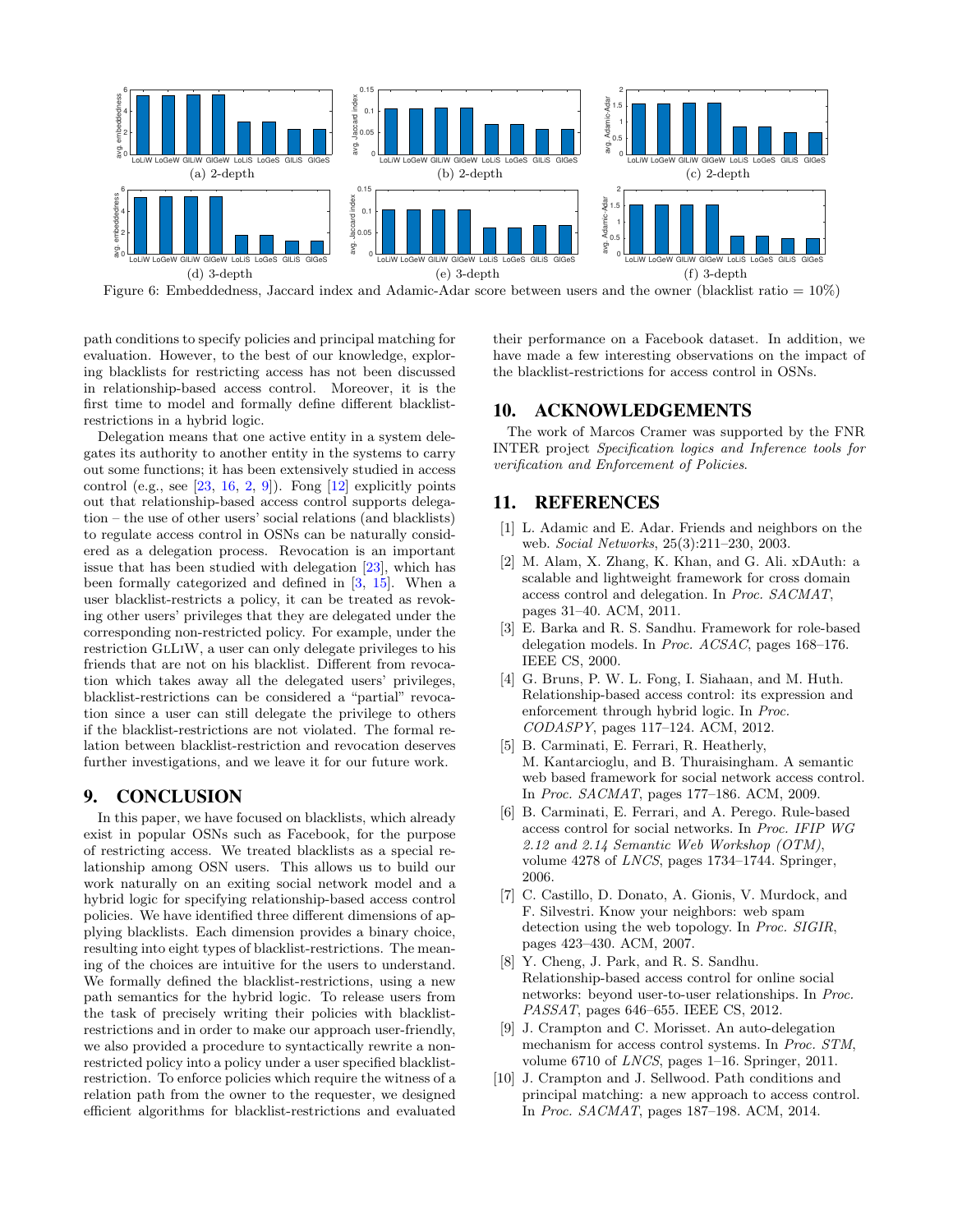(a) 2-depth (b) 2-depth (c) 2-depth

(d) 3-depth (e) 3-depth (f) 3-depth

Figure 6: Embeddedness, Jaccard index and Adamic-Adar score between users and the owner (blacklist ratio = 10%)

path conditions to specify policies and principal matching for evaluation. However, to the best of our knowledge, exploring blacklists for restricting access has not been discussed in relationship-based access control. Moreover, it is the first time to model and formally define different blacklist-restrictions in a hybrid logic.

Delegation means that one active entity in a system delegates its authority to another entity in the systems to carry out some functions; it has been extensively studied in access control (e.g., see [23, 16, 2, 9]). Fong [12] explicitly points out that relationship-based access control supports delegation – the use of other users' social relations (and blacklists) to regulate access control in OSNs can be naturally considered as a delegation process. Revocation is an important issue that has been studied with delegation [23], which has been formally categorized and defined in [3, 15]. When a user blacklist-restricts a policy, it can be treated as revoking other users' privileges that they are delegated under the corresponding non-restricted policy. For example, under the restriction GlLiW, a user can only delegate privileges to his friends that are not on his blacklist. Different from revocation which takes away all the delegated users' privileges, blacklist-restrictions can be considered a "partial" revocation since a user can still delegate the privilege to others if the blacklist-restrictions are not violated. The formal relation between blacklist-restriction and revocation deserves further investigations, and we leave it for our future work.

# 9. CONCLUSION

In this paper, we have focused on blacklists, which already exist in popular OSNs such as Facebook, for the purpose of restricting access. We treated blacklists as a special relationship among OSN users. This allows us to build our work naturally on an exiting social network model and a hybrid logic for specifying relationship-based access control policies. We have identified three different dimensions of applying blacklists. Each dimension provides a binary choice, resulting into eight types of blacklist-restrictions. The meaning of the choices are intuitive for the users to understand. We formally defined the blacklist-restrictions, using a new path semantics for the hybrid logic. To release users from the task of precisely writing their policies with blacklist-restrictions and in order to make our approach user-friendly, we also provided a procedure to syntactically rewrite a non-restricted policy into a policy under a user specified blacklist-restriction. To enforce policies which require the witness of a relation path from the owner to the requester, we designed efficient algorithms for blacklist-restrictions and evaluated their performance on a Facebook dataset. In addition, we have made a few interesting observations on the impact of the blacklist-restrictions for access control in OSNs.

# 10. ACKNOWLEDGEMENTS

The work of Marcos Cramer was supported by the FNR INTER project *Specification logics and Inference tools for verification and Enforcement of Policies*.

# 11. REFERENCES

[1] L. Adamic and E. Adar. Friends and neighbors on the web. *Social Networks*, 25(3):211–230, 2003.

[2] M. Alam, X. Zhang, K. Khan, and G. Ali. xDAuth: a scalable and lightweight framework for cross domain access control and delegation. In *Proc. SACMAT*, pages 31–40. ACM, 2011.

[3] E. Barka and R. S. Sandhu. Framework for role-based delegation models. In *Proc. ACSAC*, pages 168–176. IEEE CS, 2000.

[4] G. Bruns, P. W. L. Fong, I. Siahaan, and M. Huth. Relationship-based access control: its expression and enforcement through hybrid logic. In *Proc. CODASPY*, pages 117–124. ACM, 2012.

[5] B. Carminati, E. Ferrari, R. Heatherly, M. Kantarcioglu, and B. Thuraisingham. A semantic web based framework for social network access control. In *Proc. SACMAT*, pages 177–186. ACM, 2009.

[6] B. Carminati, E. Ferrari, and A. Perego. Rule-based access control for social networks. In *Proc. IFIP WG 2.12 and 2.14 Semantic Web Workshop (OTM)*, volume 4278 of *LNCS*, pages 1734–1744. Springer, 2006.

[7] C. Castillo, D. Donato, A. Gionis, V. Murdock, and F. Silvestri. Know your neighbors: web spam detection using the web topology. In *Proc. SIGIR*, pages 423–430. ACM, 2007.

[8] Y. Cheng, J. Park, and R. S. Sandhu. Relationship-based access control for online social networks: beyond user-to-user relationships. In *Proc. PASSAT*, pages 646–655. IEEE CS, 2012.

[9] J. Crampton and C. Morisset. An auto-delegation mechanism for access control systems. In *Proc. STM*, volume 6710 of *LNCS*, pages 1–16. Springer, 2011.

[10] J. Crampton and J. Sellwood. Path conditions and principal matching: a new approach to access control. In *Proc. SACMAT*, pages 187–198. ACM, 2014.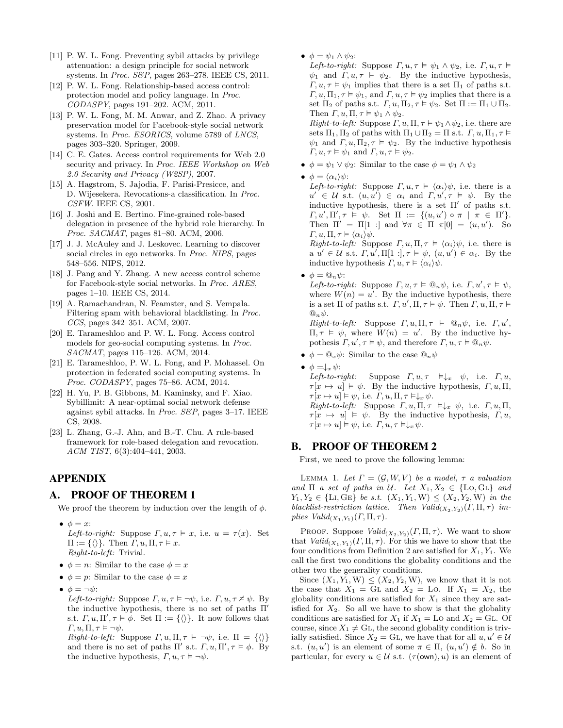[11] P. W. L. Fong. Preventing sybil attacks by privilege attenuation: a design principle for social network systems. In *Proc. S&P*, pages 263–278. IEEE CS, 2011.

[12] P. W. L. Fong. Relationship-based access control: protection model and policy language. In *Proc. CODASPY*, pages 191–202. ACM, 2011.

[13] P. W. L. Fong, M. M. Anwar, and Z. Zhao. A privacy preservation model for Facebook-style social network systems. In *Proc. ESORICS*, volume 5789 of *LNCS*, pages 303–320. Springer, 2009.

[14] C. E. Gates. Access control requirements for Web 2.0 security and privacy. In *Proc. IEEE Workshop on Web 2.0 Security and Privacy (W2SP)*, 2007.

[15] A. Hagstrom, S. Jajodia, F. Parisi-Presicce, and D. Wijesekera. Revocations-a classification. In *Proc. CSFW*. IEEE CS, 2001.

[16] J. Joshi and E. Bertino. Fine-grained role-based delegation in presence of the hybrid role hierarchy. In *Proc. SACMAT*, pages 81–80. ACM, 2006.

[17] J. J. McAuley and J. Leskovec. Learning to discover social circles in ego networks. In *Proc. NIPS*, pages 548–556. NIPS, 2012.

[18] J. Pang and Y. Zhang. A new access control scheme for Facebook-style social networks. In *Proc. ARES*, pages 1–10. IEEE CS, 2014.

[19] A. Ramachandran, N. Feamster, and S. Vempala. Filtering spam with behavioral blacklisting. In *Proc. CCS*, pages 342–351. ACM, 2007.

[20] E. Tarameshloo and P. W. L. Fong. Access control models for geo-social computing systems. In *Proc. SACMAT*, pages 115–126. ACM, 2014.

[21] E. Tarameshloo, P. W. L. Fong, and P. Mohassel. On protection in federated social computing systems. In *Proc. CODASPY*, pages 75–86. ACM, 2014.

[22] H. Yu, P. B. Gibbons, M. Kaminsky, and F. Xiao. Sybillimit: A near-optimal social network defense against sybil attacks. In *Proc. S&P*, pages 3–17. IEEE CS, 2008.

[23] L. Zhang, G.-J. Ahn, and B.-T. Chu. A rule-based framework for role-based delegation and revocation. *ACM TIST*, 6(3):404–441, 2003.

# APPENDIX

## A. PROOF OF THEOREM 1

We proof the theorem by induction over the length of $\phi$.

- $\phi = x$:
  *Left-to-right:* Suppose $\Gamma, u, \tau \vDash x$, i.e. $u = \tau(x)$. Set $\Pi := \{\langle\rangle\}$. Then $\Gamma, u, \Pi, \tau \vDash x$.
  *Right-to-left:* Trivial.
- $\phi = n$: Similar to the case $\phi = x$
- $\phi = p$: Similar to the case $\phi = x$
- $\phi = \neg\psi$:
  *Left-to-right:* Suppose $\Gamma, u, \tau \vDash \neg\psi$, i.e. $\Gamma, u, \tau \nvDash \psi$. By the inductive hypothesis, there is no set of paths $\Pi'$ s.t. $\Gamma, u, \Pi', \tau \vDash \phi$. Set $\Pi := \{\langle\rangle\}$. It now follows that $\Gamma, u, \Pi, \tau \vDash \neg\psi$.
  *Right-to-left:* Suppose $\Gamma, u, \Pi, \tau \vDash \neg\psi$, i.e. $\Pi = \{\langle\rangle\}$ and there is no set of paths $\Pi'$ s.t. $\Gamma, u, \Pi', \tau \vDash \phi$. By the inductive hypothesis, $\Gamma, u, \tau \vDash \neg\psi$.
- $\phi = \psi_1 \wedge \psi_2$:
  *Left-to-right:* Suppose $\Gamma, u, \tau \vDash \psi_1 \wedge \psi_2$, i.e. $\Gamma, u, \tau \vDash \psi_1$ and $\Gamma, u, \tau \vDash \psi_2$. By the inductive hypothesis, $\Gamma, u, \tau \vDash \psi_1$ implies that there is a set $\Pi_1$ of paths s.t. $\Gamma, u, \Pi_1, \tau \vDash \psi_1$, and $\Gamma, u, \tau \vDash \psi_2$ implies that there is a set $\Pi_2$ of paths s.t. $\Gamma, u, \Pi_2, \tau \vDash \psi_2$. Set $\Pi := \Pi_1 \cup \Pi_2$. Then $\Gamma, u, \Pi, \tau \vDash \psi_1 \wedge \psi_2$.
  *Right-to-left:* Suppose $\Gamma, u, \Pi, \tau \vDash \psi_1 \wedge \psi_2$, i.e. there are sets $\Pi_1, \Pi_2$ of paths with $\Pi_1 \cup \Pi_2 = \Pi$ s.t. $\Gamma, u, \Pi_1, \tau \vDash \psi_1$ and $\Gamma, u, \Pi_2, \tau \vDash \psi_2$. By the inductive hypothesis $\Gamma, u, \tau \vDash \psi_1$ and $\Gamma, u, \tau \vDash \psi_2$.
- $\phi = \psi_1 \vee \psi_2$: Similar to the case $\phi = \psi_1 \wedge \psi_2$
- $\phi = \langle\alpha_i\rangle\psi$:
  *Left-to-right:* Suppose $\Gamma, u, \tau \vDash \langle\alpha_i\rangle\psi$, i.e. there is a $u' \in \mathcal{U}$ s.t. $(u, u') \in \alpha_i$ and $\Gamma, u', \tau \vDash \psi$. By the inductive hypothesis, there is a set $\Pi'$ of paths s.t. $\Gamma, u', \Pi', \tau \vDash \psi$. Set $\Pi := \{(u, u') \circ \pi \mid \pi \in \Pi'\}$. Then $\Pi' = \Pi[1:]$ and $\forall \pi \in \Pi\ \pi[0] = (u, u')$. So $\Gamma, u, \Pi, \tau \vDash \langle\alpha_i\rangle\psi$.
  *Right-to-left:* Suppose $\Gamma, u, \Pi, \tau \vDash \langle\alpha_i\rangle\psi$, i.e. there is a $u' \in \mathcal{U}$ s.t. $\Gamma, u', \Pi[1:], \tau \vDash \psi$, $(u, u') \in \alpha_i$. By the inductive hypothesis $\Gamma, u, \tau \vDash \langle\alpha_i\rangle\psi$.
- $\phi = @_n\psi$:
  *Left-to-right:* Suppose $\Gamma, u, \tau \vDash @_n\psi$, i.e. $\Gamma, u', \tau \vDash \psi$, where $W(n) = u'$. By the inductive hypothesis, there is a set $\Pi$ of paths s.t. $\Gamma, u', \Pi, \tau \vDash \psi$. Then $\Gamma, u, \Pi, \tau \vDash @_n\psi$.
  *Right-to-left:* Suppose $\Gamma, u, \Pi, \tau \vDash @_n\psi$, i.e. $\Gamma, u', \Pi, \tau \vDash \psi$, where $W(n) = u'$. By the inductive hypothesis $\Gamma, u', \tau \vDash \psi$, and therefore $\Gamma, u, \tau \vDash @_n\psi$.
- $\phi = @_x\psi$: Similar to the case $@_n\psi$
- $\phi = \downarrow_x\psi$:
  *Left-to-right:* Suppose $\Gamma, u, \tau \vDash \downarrow_x \psi$, i.e. $\Gamma, u, \tau[x \mapsto u] \vDash \psi$. By the inductive hypothesis, $\Gamma, u, \Pi, \tau[x \mapsto u] \vDash \psi$, i.e. $\Gamma, u, \Pi, \tau \vDash \downarrow_x \psi$.
  *Right-to-left:* Suppose $\Gamma, u, \Pi, \tau \vDash \downarrow_x \psi$, i.e. $\Gamma, u, \Pi, \tau[x \mapsto u] \vDash \psi$. By the inductive hypothesis, $\Gamma, u, \tau[x \mapsto u] \vDash \psi$, i.e. $\Gamma, u, \tau \vDash \downarrow_x \psi$.

## B. PROOF OF THEOREM 2

First, we need to prove the following lemma:

Lemma 1. *Let $\Gamma = (\mathcal{G}, W, V)$ be a model, $\tau$ a valuation and $\Pi$ a set of paths in $\mathcal{U}$. Let $X_1, X_2 \in \{\text{Lo}, \text{Gl}\}$ and $Y_1, Y_2 \in \{\text{Li}, \text{Ge}\}$ be s.t. $(X_1, Y_1, \text{W}) \leq (X_2, Y_2, \text{W})$ in the blacklist-restriction lattice. Then $Valid_{(X_2,Y_2)}(\Gamma, \Pi, \tau)$ implies $Valid_{(X_1,Y_1)}(\Gamma, \Pi, \tau)$.*

Proof. Suppose $Valid_{(X_2,Y_2)}(\Gamma, \Pi, \tau)$. We want to show that $Valid_{(X_1,Y_1)}(\Gamma, \Pi, \tau)$. For this we have to show that the four conditions from Definition 2 are satisfied for $X_1, Y_1$. We call the first two conditions the globality conditions and the other two the generality conditions.

Since $(X_1, Y_1, \text{W}) \leq (X_2, Y_2, \text{W})$, we know that it is not the case that $X_1 = \text{Gl}$ and $X_2 = \text{Lo}$. If $X_1 = X_2$, the globality conditions are satisfied for $X_1$ since they are satisfied for $X_2$. So all we have to show is that the globality conditions are satisfied for $X_1$ if $X_1 = \text{Lo}$ and $X_2 = \text{Gl}$. Of course, since $X_1 \neq \text{Gl}$, the second globality condition is trivially satisfied. Since $X_2 = \text{Gl}$, we have that for all $u, u' \in \mathcal{U}$ s.t. $(u, u')$ is an element of some $\pi \in \Pi$, $(u, u') \notin b$. So in particular, for every $u \in \mathcal{U}$ s.t. $(\tau(\mathsf{own}), u)$ is an element of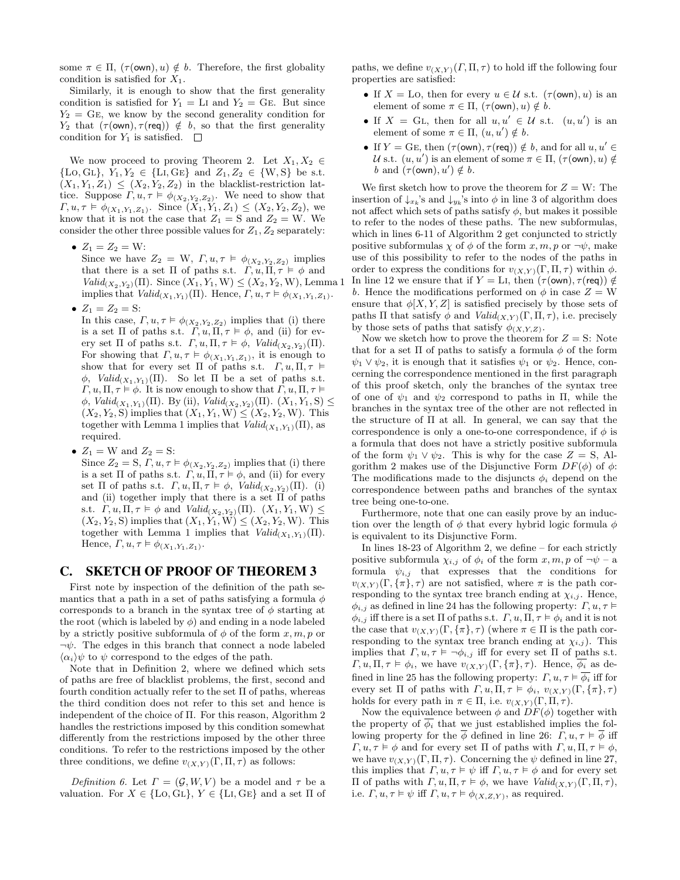some $\pi \in \Pi$, $(\tau(\mathsf{own}), u) \notin b$. Therefore, the first globality condition is satisfied for $X_1$.

Similarly, it is enough to show that the first generality condition is satisfied for $Y_1 = \text{Li}$ and $Y_2 = \text{Ge}$. But since $Y_2 = \text{Ge}$, we know by the second generality condition for $Y_2$ that $(\tau(\mathsf{own}), \tau(\mathsf{req})) \notin b$, so that the first generality condition for $Y_1$ is satisfied. □

We now proceed to proving Theorem 2. Let $X_1, X_2 \in \{\text{Lo}, \text{Gl}\}$, $Y_1, Y_2 \in \{\text{Li}, \text{Ge}\}$ and $Z_1, Z_2 \in \{\text{W}, \text{S}\}$ be s.t. $(X_1, Y_1, Z_1) \leq (X_2, Y_2, Z_2)$ in the blacklist-restriction lattice. Suppose $\Gamma, u, \tau \vDash \phi_{(X_2,Y_2,Z_2)}$. We need to show that $\Gamma, u, \tau \vDash \phi_{(X_1,Y_1,Z_1)}$. Since $(X_1, Y_1, Z_1) \leq (X_2, Y_2, Z_2)$, we know that it is not the case that $Z_1 = \text{S}$ and $Z_2 = \text{W}$. We consider the other three possible values for $Z_1, Z_2$ separately:

- $Z_1 = Z_2 = \text{W}$:
  Since we have $Z_2 = \text{W}$, $\Gamma, u, \tau \vDash \phi_{(X_2,Y_2,Z_2)}$ implies that there is a set $\Pi$ of paths s.t. $\Gamma, u, \Pi, \tau \vDash \phi$ and $Valid_{(X_2,Y_2)}(\Pi)$. Since $(X_1, Y_1, \text{W}) \leq (X_2, Y_2, \text{W})$, Lemma 1 implies that $Valid_{(X_1,Y_1)}(\Pi)$. Hence, $\Gamma, u, \tau \vDash \phi_{(X_1,Y_1,Z_1)}$.
- $Z_1 = Z_2 = \text{S}$:
  In this case, $\Gamma, u, \tau \vDash \phi_{(X_2,Y_2,Z_2)}$ implies that (i) there is a set $\Pi$ of paths s.t. $\Gamma, u, \Pi, \tau \vDash \phi$, and (ii) for every set $\Pi$ of paths s.t. $\Gamma, u, \Pi, \tau \vDash \phi$, $Valid_{(X_2,Y_2)}(\Pi)$. For showing that $\Gamma, u, \tau \vDash \phi_{(X_1,Y_1,Z_1)}$, it is enough to show that for every set $\Pi$ of paths s.t. $\Gamma, u, \Pi, \tau \vDash \phi$, $Valid_{(X_1,Y_1)}(\Pi)$. So let $\Pi$ be a set of paths s.t. $\Gamma, u, \Pi, \tau \vDash \phi$. It is now enough to show that $\Gamma, u, \Pi, \tau \vDash \phi$, $Valid_{(X_1,Y_1)}(\Pi)$. By (ii), $Valid_{(X_2,Y_2)}(\Pi)$. $(X_1, Y_1, \text{S}) \leq (X_2, Y_2, \text{S})$ implies that $(X_1, Y_1, \text{W}) \leq (X_2, Y_2, \text{W})$. This together with Lemma 1 implies that $Valid_{(X_1,Y_1)}(\Pi)$, as required.
- $Z_1 = \text{W}$ and $Z_2 = \text{S}$:
  Since $Z_2 = \text{S}$, $\Gamma, u, \tau \vDash \phi_{(X_2,Y_2,Z_2)}$ implies that (i) there is a set $\Pi$ of paths s.t. $\Gamma, u, \Pi, \tau \vDash \phi$, and (ii) for every set $\Pi$ of paths s.t. $\Gamma, u, \Pi, \tau \vDash \phi$, $Valid_{(X_2,Y_2)}(\Pi)$. (i) and (ii) together imply that there is a set $\Pi$ of paths s.t. $\Gamma, u, \Pi, \tau \vDash \phi$ and $Valid_{(X_2,Y_2)}(\Pi)$. $(X_1, Y_1, \text{W}) \leq (X_2, Y_2, \text{S})$ implies that $(X_1, Y_1, \text{W}) \leq (X_2, Y_2, \text{W})$. This together with Lemma 1 implies that $Valid_{(X_1,Y_1)}(\Pi)$. Hence, $\Gamma, u, \tau \vDash \phi_{(X_1,Y_1,Z_1)}$.

## C. SKETCH OF PROOF OF THEOREM 3

First note by inspection of the definition of the path semantics that a path in a set of paths satisfying a formula $\phi$ corresponds to a branch in the syntax tree of $\phi$ starting at the root (which is labeled by $\phi$) and ending in a node labeled by a strictly positive subformula of $\phi$ of the form $x, m, p$ or $\neg\psi$. The edges in this branch that connect a node labeled $\langle \alpha_i \rangle \psi$ to $\psi$ correspond to the edges of the path.

Note that in Definition 2, where we defined which sets of paths are free of blacklist problems, the first, second and fourth condition actually refer to the set $\Pi$ of paths, whereas the third condition does not refer to this set and hence is independent of the choice of $\Pi$. For this reason, Algorithm 2 handles the restrictions imposed by this condition somewhat differently from the restrictions imposed by the other three conditions. To refer to the restrictions imposed by the other three conditions, we define $v_{(X,Y)}(\Gamma, \Pi, \tau)$ as follows:

*Definition 6.* Let $\Gamma = (\mathcal{G}, W, V)$ be a model and $\tau$ be a valuation. For $X \in \{\text{Lo}, \text{Gl}\}$, $Y \in \{\text{Li}, \text{Ge}\}$ and a set $\Pi$ of paths, we define $v_{(X,Y)}(\Gamma, \Pi, \tau)$ to hold iff the following four properties are satisfied:

- If $X = \text{Lo}$, then for every $u \in \mathcal{U}$ s.t. $(\tau(\mathsf{own}), u)$ is an element of some $\pi \in \Pi$, $(\tau(\mathsf{own}), u) \notin b$.
- If $X = \text{Gl}$, then for all $u, u' \in \mathcal{U}$ s.t. $(u, u')$ is an element of some $\pi \in \Pi$, $(u, u') \notin b$.
- If $Y = \text{Ge}$, then $(\tau(\mathsf{own}), \tau(\mathsf{req})) \notin b$, and for all $u, u' \in \mathcal{U}$ s.t. $(u, u')$ is an element of some $\pi \in \Pi$, $(\tau(\mathsf{own}), u) \notin b$ and $(\tau(\mathsf{own}), u') \notin b$.

We first sketch how to prove the theorem for $Z = \text{W}$: The insertion of $\downarrow_{x_k}$'s and $\downarrow_{y_k}$'s into $\phi$ in line 3 of algorithm does not affect which sets of paths satisfy $\phi$, but makes it possible to refer to the nodes of these paths. The new subformulas, which in lines 6-11 of Algorithm 2 get conjuncted to strictly positive subformulas $\chi$ of $\phi$ of the form $x, m, p$ or $\neg\psi$, make use of this possibility to refer to the nodes of the paths in order to express the conditions for $v_{(X,Y)}(\Gamma, \Pi, \tau)$ within $\phi$. In line 12 we ensure that if $Y = \text{Li}$, then $(\tau(\mathsf{own}), \tau(\mathsf{req})) \notin b$. Hence the modifications performed on $\phi$ in case $Z = \text{W}$ ensure that $\phi[X, Y, Z]$ is satisfied precisely by those sets of paths $\Pi$ that satisfy $\phi$ and $Valid_{(X,Y)}(\Gamma, \Pi, \tau)$, i.e. precisely by those sets of paths that satisfy $\phi_{(X,Y,Z)}$.

Now we sketch how to prove the theorem for $Z = \text{S}$: Note that for a set $\Pi$ of paths to satisfy a formula $\phi$ of the form $\psi_1 \vee \psi_2$, it is enough that it satisfies $\psi_1$ or $\psi_2$. Hence, concerning the correspondence mentioned in the first paragraph of this proof sketch, only the branches of the syntax tree of one of $\psi_1$ and $\psi_2$ correspond to paths in $\Pi$, while the branches in the syntax tree of the other are not reflected in the structure of $\Pi$ at all. In general, we can say that the correspondence is only a one-to-one correspondence, if $\phi$ is a formula that does not have a strictly positive subformula of the form $\psi_1 \vee \psi_2$. This is why for the case $Z = \text{S}$, Algorithm 2 makes use of the Disjunctive Form $DF(\phi)$ of $\phi$: The modifications made to the disjuncts $\phi_i$ depend on the correspondence between paths and branches of the syntax tree being one-to-one.

Furthermore, note that one can easily prove by an induction over the length of $\phi$ that every hybrid logic formula $\phi$ is equivalent to its Disjunctive Form.

In lines 18-23 of Algorithm 2, we define – for each strictly positive subformula $\chi_{i,j}$ of $\phi_i$ of the form $x, m, p$ of $\neg\psi$ – a formula $\psi_{i,j}$ that expresses that the conditions for $v_{(X,Y)}(\Gamma, \{\pi\}, \tau)$ are not satisfied, where $\pi$ is the path corresponding to the syntax tree branch ending at $\chi_{i,j}$. Hence, $\phi_{i,j}$ as defined in line 24 has the following property: $\Gamma, u, \tau \vDash \phi_{i,j}$ iff there is a set $\Pi$ of paths s.t. $\Gamma, u, \Pi, \tau \vDash \phi_i$ and it is not the case that $v_{(X,Y)}(\Gamma, \{\pi\}, \tau)$ (where $\pi \in \Pi$ is the path corresponding to the syntax tree branch ending at $\chi_{i,j}$). This implies that $\Gamma, u, \tau \vDash \neg\phi_{i,j}$ iff for every set $\Pi$ of paths s.t. $\Gamma, u, \Pi, \tau \vDash \phi_i$, we have $v_{(X,Y)}(\Gamma, \{\pi\}, \tau)$. Hence, $\overline{\phi_i}$ as defined in line 25 has the following property: $\Gamma, u, \tau \vDash \overline{\phi_i}$ iff for every set $\Pi$ of paths with $\Gamma, u, \Pi, \tau \vDash \phi_i$, $v_{(X,Y)}(\Gamma, \{\pi\}, \tau)$ holds for every path in $\pi \in \Pi$, i.e. $v_{(X,Y)}(\Gamma, \Pi, \tau)$.

Now the equivalence between $\phi$ and $DF(\phi)$ together with the property of $\overline{\phi_i}$ that we just established implies the following property for the $\overline{\phi}$ defined in line 26: $\Gamma, u, \tau \vDash \overline{\phi}$ iff $\Gamma, u, \tau \vDash \phi$ and for every set $\Pi$ of paths with $\Gamma, u, \Pi, \tau \vDash \phi$, we have $v_{(X,Y)}(\Gamma, \Pi, \tau)$. Concerning the $\psi$ defined in line 27, this implies that $\Gamma, u, \tau \vDash \psi$ iff $\Gamma, u, \tau \vDash \phi$ and for every set $\Pi$ of paths with $\Gamma, u, \Pi, \tau \vDash \phi$, we have $Valid_{(X,Y)}(\Gamma, \Pi, \tau)$, i.e. $\Gamma, u, \tau \vDash \psi$ iff $\Gamma, u, \tau \vDash \phi_{(X,Z,Y)}$, as required.